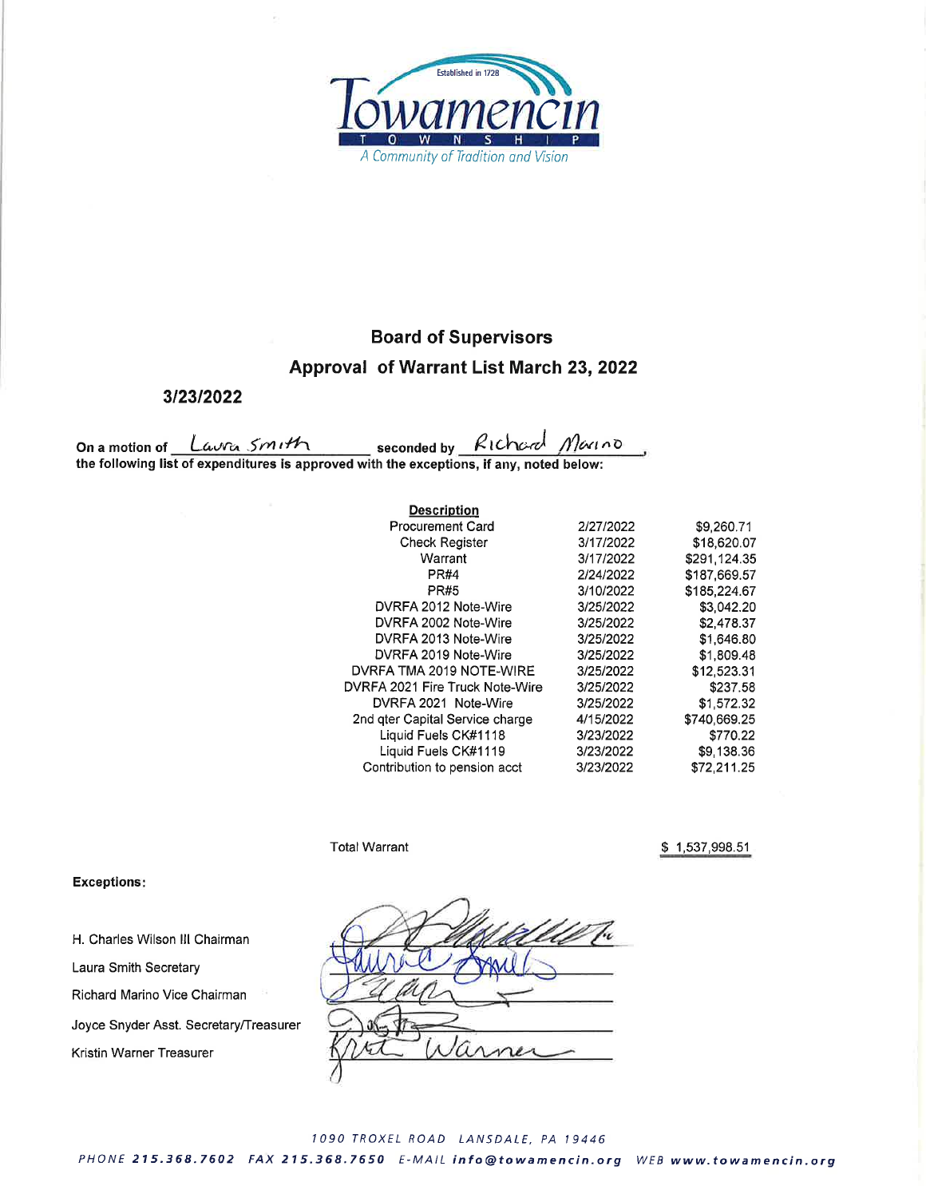Towamencin Township

Established in 1728

*A Community of Tradition and Vision*

## Board of Supervisors

## Approval of Warrant List March 23, 2022

**3/23/2022**

**On a motion of** Laura Smith **seconded by** Richard Marino,
**the following list of expenditures is approved with the exceptions, if any, noted below:**

| Description | | |
|---|---|---|
| Procurement Card | 2/27/2022 | $9,260.71 |
| Check Register | 3/17/2022 | $18,620.07 |
| Warrant | 3/17/2022 | $291,124.35 |
| PR#4 | 2/24/2022 | $187,669.57 |
| PR#5 | 3/10/2022 | $185,224.67 |
| DVRFA 2012 Note-Wire | 3/25/2022 | $3,042.20 |
| DVRFA 2002 Note-Wire | 3/25/2022 | $2,478.37 |
| DVRFA 2013 Note-Wire | 3/25/2022 | $1,646.80 |
| DVRFA 2019 Note-Wire | 3/25/2022 | $1,809.48 |
| DVRFA TMA 2019 NOTE-WIRE | 3/25/2022 | $12,523.31 |
| DVRFA 2021 Fire Truck Note-Wire | 3/25/2022 | $237.58 |
| DVRFA 2021 Note-Wire | 3/25/2022 | $1,572.32 |
| 2nd qter Capital Service charge | 4/15/2022 | $740,669.25 |
| Liquid Fuels CK#1118 | 3/23/2022 | $770.22 |
| Liquid Fuels CK#1119 | 3/23/2022 | $9,138.36 |
| Contribution to pension acct | 3/23/2022 | $72,211.25 |

Total Warrant $ 1,537,998.51

**Exceptions:**

H. Charles Wilson III Chairman

Laura Smith Secretary

Richard Marino Vice Chairman

Joyce Snyder Asst. Secretary/Treasurer

Kristin Warner Treasurer

1090 TROXEL ROAD LANSDALE, PA 19446

PHONE **215.368.7602** FAX **215.368.7650** E-MAIL **info@towamencin.org** WEB **www.towamencin.org**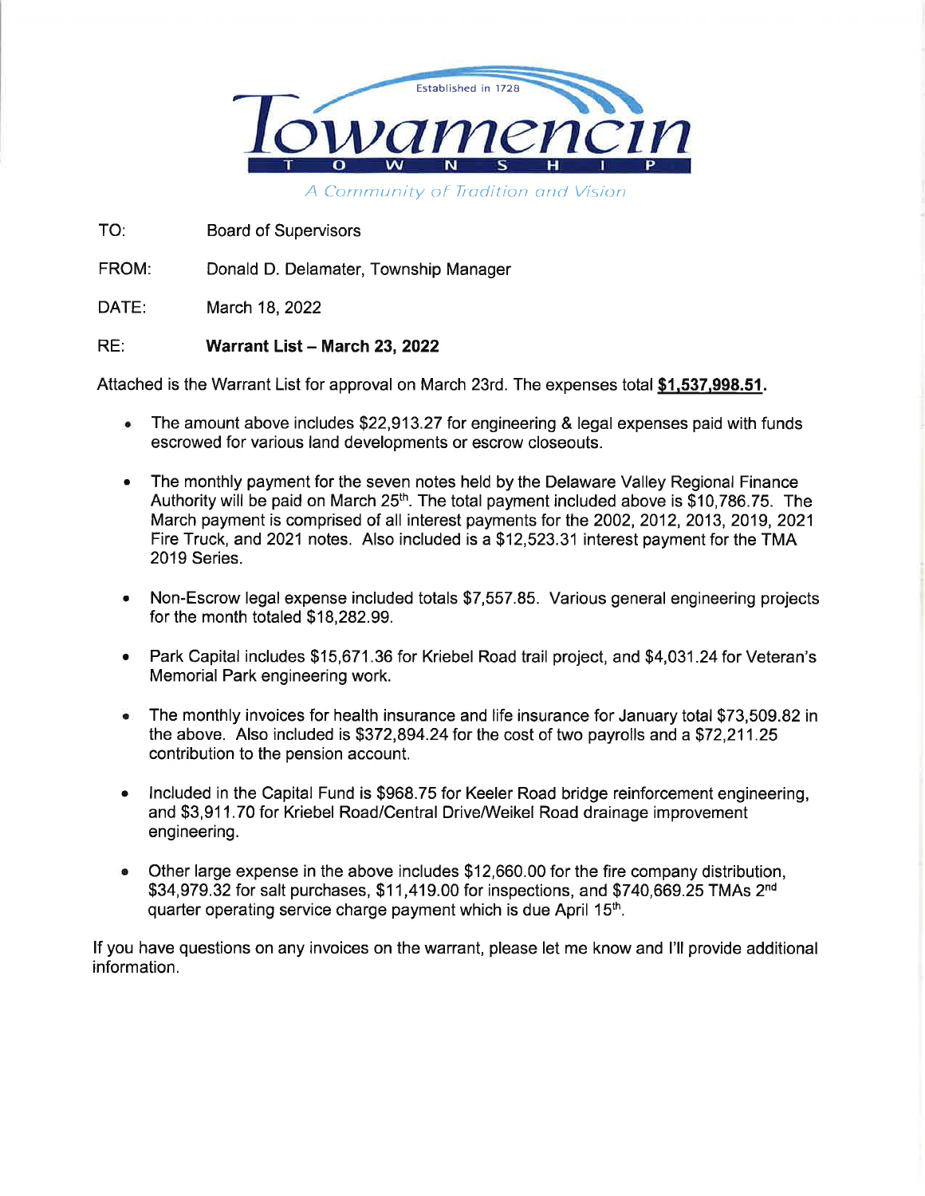Towamencin Township

Established in 1728

*A Community of Tradition and Vision*

TO: Board of Supervisors

FROM: Donald D. Delamater, Township Manager

DATE: March 18, 2022

RE: **Warrant List – March 23, 2022**

Attached is the Warrant List for approval on March 23rd. The expenses total **$1,537,998.51**.

- The amount above includes $22,913.27 for engineering & legal expenses paid with funds escrowed for various land developments or escrow closeouts.
- The monthly payment for the seven notes held by the Delaware Valley Regional Finance Authority will be paid on March 25th. The total payment included above is $10,786.75. The March payment is comprised of all interest payments for the 2002, 2012, 2013, 2019, 2021 Fire Truck, and 2021 notes. Also included is a $12,523.31 interest payment for the TMA 2019 Series.
- Non-Escrow legal expense included totals $7,557.85. Various general engineering projects for the month totaled $18,282.99.
- Park Capital includes $15,671.36 for Kriebel Road trail project, and $4,031.24 for Veteran's Memorial Park engineering work.
- The monthly invoices for health insurance and life insurance for January total $73,509.82 in the above. Also included is $372,894.24 for the cost of two payrolls and a $72,211.25 contribution to the pension account.
- Included in the Capital Fund is $968.75 for Keeler Road bridge reinforcement engineering, and $3,911.70 for Kriebel Road/Central Drive/Weikel Road drainage improvement engineering.
- Other large expense in the above includes $12,660.00 for the fire company distribution, $34,979.32 for salt purchases, $11,419.00 for inspections, and $740,669.25 TMAs 2nd quarter operating service charge payment which is due April 15th.

If you have questions on any invoices on the warrant, please let me know and I'll provide additional information.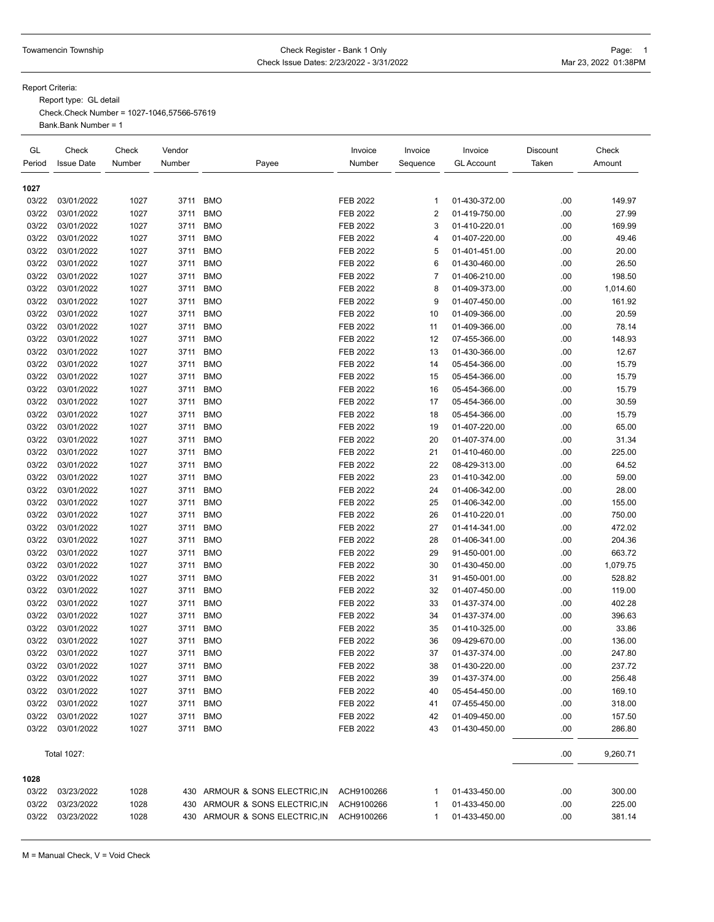Towamencin Township

Check Register - Bank 1 Only
Check Issue Dates: 2/23/2022 - 3/31/2022

Mar 23, 2022 01:38PM

Report Criteria:

Report type: GL detail
Check.Check Number = 1027-1046,57566-57619
Bank.Bank Number = 1

| GL Period | Check Issue Date | Check Number | Vendor Number | Payee | Invoice Number | Invoice Sequence | Invoice GL Account | Discount Taken | Check Amount |
|---|---|---|---|---|---|---|---|---|---|
| **1027** | | | | | | | | | |
| 03/22 | 03/01/2022 | 1027 | 3711 | BMO | FEB 2022 | 1 | 01-430-372.00 | .00 | 149.97 |
| 03/22 | 03/01/2022 | 1027 | 3711 | BMO | FEB 2022 | 2 | 01-419-750.00 | .00 | 27.99 |
| 03/22 | 03/01/2022 | 1027 | 3711 | BMO | FEB 2022 | 3 | 01-410-220.01 | .00 | 169.99 |
| 03/22 | 03/01/2022 | 1027 | 3711 | BMO | FEB 2022 | 4 | 01-407-220.00 | .00 | 49.46 |
| 03/22 | 03/01/2022 | 1027 | 3711 | BMO | FEB 2022 | 5 | 01-401-451.00 | .00 | 20.00 |
| 03/22 | 03/01/2022 | 1027 | 3711 | BMO | FEB 2022 | 6 | 01-430-460.00 | .00 | 26.50 |
| 03/22 | 03/01/2022 | 1027 | 3711 | BMO | FEB 2022 | 7 | 01-406-210.00 | .00 | 198.50 |
| 03/22 | 03/01/2022 | 1027 | 3711 | BMO | FEB 2022 | 8 | 01-409-373.00 | .00 | 1,014.60 |
| 03/22 | 03/01/2022 | 1027 | 3711 | BMO | FEB 2022 | 9 | 01-407-450.00 | .00 | 161.92 |
| 03/22 | 03/01/2022 | 1027 | 3711 | BMO | FEB 2022 | 10 | 01-409-366.00 | .00 | 20.59 |
| 03/22 | 03/01/2022 | 1027 | 3711 | BMO | FEB 2022 | 11 | 01-409-366.00 | .00 | 78.14 |
| 03/22 | 03/01/2022 | 1027 | 3711 | BMO | FEB 2022 | 12 | 07-455-366.00 | .00 | 148.93 |
| 03/22 | 03/01/2022 | 1027 | 3711 | BMO | FEB 2022 | 13 | 01-430-366.00 | .00 | 12.67 |
| 03/22 | 03/01/2022 | 1027 | 3711 | BMO | FEB 2022 | 14 | 05-454-366.00 | .00 | 15.79 |
| 03/22 | 03/01/2022 | 1027 | 3711 | BMO | FEB 2022 | 15 | 05-454-366.00 | .00 | 15.79 |
| 03/22 | 03/01/2022 | 1027 | 3711 | BMO | FEB 2022 | 16 | 05-454-366.00 | .00 | 15.79 |
| 03/22 | 03/01/2022 | 1027 | 3711 | BMO | FEB 2022 | 17 | 05-454-366.00 | .00 | 30.59 |
| 03/22 | 03/01/2022 | 1027 | 3711 | BMO | FEB 2022 | 18 | 05-454-366.00 | .00 | 15.79 |
| 03/22 | 03/01/2022 | 1027 | 3711 | BMO | FEB 2022 | 19 | 01-407-220.00 | .00 | 65.00 |
| 03/22 | 03/01/2022 | 1027 | 3711 | BMO | FEB 2022 | 20 | 01-407-374.00 | .00 | 31.34 |
| 03/22 | 03/01/2022 | 1027 | 3711 | BMO | FEB 2022 | 21 | 01-410-460.00 | .00 | 225.00 |
| 03/22 | 03/01/2022 | 1027 | 3711 | BMO | FEB 2022 | 22 | 08-429-313.00 | .00 | 64.52 |
| 03/22 | 03/01/2022 | 1027 | 3711 | BMO | FEB 2022 | 23 | 01-410-342.00 | .00 | 59.00 |
| 03/22 | 03/01/2022 | 1027 | 3711 | BMO | FEB 2022 | 24 | 01-406-342.00 | .00 | 28.00 |
| 03/22 | 03/01/2022 | 1027 | 3711 | BMO | FEB 2022 | 25 | 01-406-342.00 | .00 | 155.00 |
| 03/22 | 03/01/2022 | 1027 | 3711 | BMO | FEB 2022 | 26 | 01-410-220.01 | .00 | 750.00 |
| 03/22 | 03/01/2022 | 1027 | 3711 | BMO | FEB 2022 | 27 | 01-414-341.00 | .00 | 472.02 |
| 03/22 | 03/01/2022 | 1027 | 3711 | BMO | FEB 2022 | 28 | 01-406-341.00 | .00 | 204.36 |
| 03/22 | 03/01/2022 | 1027 | 3711 | BMO | FEB 2022 | 29 | 91-450-001.00 | .00 | 663.72 |
| 03/22 | 03/01/2022 | 1027 | 3711 | BMO | FEB 2022 | 30 | 01-430-450.00 | .00 | 1,079.75 |
| 03/22 | 03/01/2022 | 1027 | 3711 | BMO | FEB 2022 | 31 | 91-450-001.00 | .00 | 528.82 |
| 03/22 | 03/01/2022 | 1027 | 3711 | BMO | FEB 2022 | 32 | 01-407-450.00 | .00 | 119.00 |
| 03/22 | 03/01/2022 | 1027 | 3711 | BMO | FEB 2022 | 33 | 01-437-374.00 | .00 | 402.28 |
| 03/22 | 03/01/2022 | 1027 | 3711 | BMO | FEB 2022 | 34 | 01-437-374.00 | .00 | 396.63 |
| 03/22 | 03/01/2022 | 1027 | 3711 | BMO | FEB 2022 | 35 | 01-410-325.00 | .00 | 33.86 |
| 03/22 | 03/01/2022 | 1027 | 3711 | BMO | FEB 2022 | 36 | 09-429-670.00 | .00 | 136.00 |
| 03/22 | 03/01/2022 | 1027 | 3711 | BMO | FEB 2022 | 37 | 01-437-374.00 | .00 | 247.80 |
| 03/22 | 03/01/2022 | 1027 | 3711 | BMO | FEB 2022 | 38 | 01-430-220.00 | .00 | 237.72 |
| 03/22 | 03/01/2022 | 1027 | 3711 | BMO | FEB 2022 | 39 | 01-437-374.00 | .00 | 256.48 |
| 03/22 | 03/01/2022 | 1027 | 3711 | BMO | FEB 2022 | 40 | 05-454-450.00 | .00 | 169.10 |
| 03/22 | 03/01/2022 | 1027 | 3711 | BMO | FEB 2022 | 41 | 07-455-450.00 | .00 | 318.00 |
| 03/22 | 03/01/2022 | 1027 | 3711 | BMO | FEB 2022 | 42 | 01-409-450.00 | .00 | 157.50 |
| 03/22 | 03/01/2022 | 1027 | 3711 | BMO | FEB 2022 | 43 | 01-430-450.00 | .00 | 286.80 |
| | Total 1027: | | | | | | | .00 | 9,260.71 |
| **1028** | | | | | | | | | |
| 03/22 | 03/23/2022 | 1028 | 430 | ARMOUR & SONS ELECTRIC,IN | ACH9100266 | 1 | 01-433-450.00 | .00 | 300.00 |
| 03/22 | 03/23/2022 | 1028 | 430 | ARMOUR & SONS ELECTRIC,IN | ACH9100266 | 1 | 01-433-450.00 | .00 | 225.00 |
| 03/22 | 03/23/2022 | 1028 | 430 | ARMOUR & SONS ELECTRIC,IN | ACH9100266 | 1 | 01-433-450.00 | .00 | 381.14 |

M = Manual Check, V = Void Check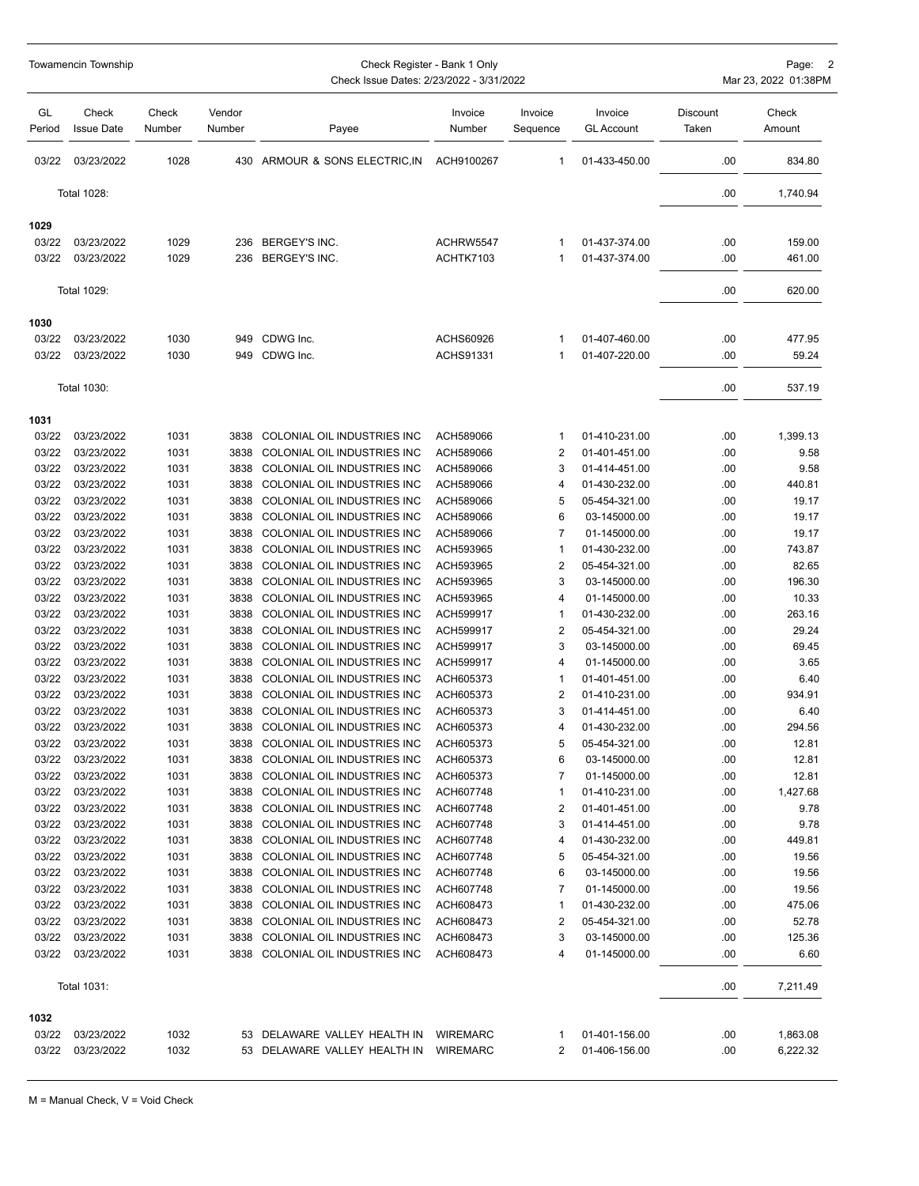Towamencin Township

Check Register - Bank 1 Only
Check Issue Dates: 2/23/2022 - 3/31/2022

| GL Period | Check Issue Date | Check Number | Vendor Number | Payee | Invoice Number | Invoice Sequence | Invoice GL Account | Discount Taken | Check Amount |
|---|---|---|---|---|---|---|---|---|---|
| 03/22 | 03/23/2022 | 1028 | 430 | ARMOUR & SONS ELECTRIC,IN | ACH9100267 | 1 | 01-433-450.00 | .00 | 834.80 |
| | Total 1028: | | | | | | | .00 | 1,740.94 |
| **1029** | | | | | | | | | |
| 03/22 | 03/23/2022 | 1029 | 236 | BERGEY'S INC. | ACHRW5547 | 1 | 01-437-374.00 | .00 | 159.00 |
| 03/22 | 03/23/2022 | 1029 | 236 | BERGEY'S INC. | ACHTK7103 | 1 | 01-437-374.00 | .00 | 461.00 |
| | Total 1029: | | | | | | | .00 | 620.00 |
| **1030** | | | | | | | | | |
| 03/22 | 03/23/2022 | 1030 | 949 | CDWG Inc. | ACHS60926 | 1 | 01-407-460.00 | .00 | 477.95 |
| 03/22 | 03/23/2022 | 1030 | 949 | CDWG Inc. | ACHS91331 | 1 | 01-407-220.00 | .00 | 59.24 |
| | Total 1030: | | | | | | | .00 | 537.19 |
| **1031** | | | | | | | | | |
| 03/22 | 03/23/2022 | 1031 | 3838 | COLONIAL OIL INDUSTRIES INC | ACH589066 | 1 | 01-410-231.00 | .00 | 1,399.13 |
| 03/22 | 03/23/2022 | 1031 | 3838 | COLONIAL OIL INDUSTRIES INC | ACH589066 | 2 | 01-401-451.00 | .00 | 9.58 |
| 03/22 | 03/23/2022 | 1031 | 3838 | COLONIAL OIL INDUSTRIES INC | ACH589066 | 3 | 01-414-451.00 | .00 | 9.58 |
| 03/22 | 03/23/2022 | 1031 | 3838 | COLONIAL OIL INDUSTRIES INC | ACH589066 | 4 | 01-430-232.00 | .00 | 440.81 |
| 03/22 | 03/23/2022 | 1031 | 3838 | COLONIAL OIL INDUSTRIES INC | ACH589066 | 5 | 05-454-321.00 | .00 | 19.17 |
| 03/22 | 03/23/2022 | 1031 | 3838 | COLONIAL OIL INDUSTRIES INC | ACH589066 | 6 | 03-145000.00 | .00 | 19.17 |
| 03/22 | 03/23/2022 | 1031 | 3838 | COLONIAL OIL INDUSTRIES INC | ACH589066 | 7 | 01-145000.00 | .00 | 19.17 |
| 03/22 | 03/23/2022 | 1031 | 3838 | COLONIAL OIL INDUSTRIES INC | ACH593965 | 1 | 01-430-232.00 | .00 | 743.87 |
| 03/22 | 03/23/2022 | 1031 | 3838 | COLONIAL OIL INDUSTRIES INC | ACH593965 | 2 | 05-454-321.00 | .00 | 82.65 |
| 03/22 | 03/23/2022 | 1031 | 3838 | COLONIAL OIL INDUSTRIES INC | ACH593965 | 3 | 03-145000.00 | .00 | 196.30 |
| 03/22 | 03/23/2022 | 1031 | 3838 | COLONIAL OIL INDUSTRIES INC | ACH593965 | 4 | 01-145000.00 | .00 | 10.33 |
| 03/22 | 03/23/2022 | 1031 | 3838 | COLONIAL OIL INDUSTRIES INC | ACH599917 | 1 | 01-430-232.00 | .00 | 263.16 |
| 03/22 | 03/23/2022 | 1031 | 3838 | COLONIAL OIL INDUSTRIES INC | ACH599917 | 2 | 05-454-321.00 | .00 | 29.24 |
| 03/22 | 03/23/2022 | 1031 | 3838 | COLONIAL OIL INDUSTRIES INC | ACH599917 | 3 | 03-145000.00 | .00 | 69.45 |
| 03/22 | 03/23/2022 | 1031 | 3838 | COLONIAL OIL INDUSTRIES INC | ACH599917 | 4 | 01-145000.00 | .00 | 3.65 |
| 03/22 | 03/23/2022 | 1031 | 3838 | COLONIAL OIL INDUSTRIES INC | ACH605373 | 1 | 01-401-451.00 | .00 | 6.40 |
| 03/22 | 03/23/2022 | 1031 | 3838 | COLONIAL OIL INDUSTRIES INC | ACH605373 | 2 | 01-410-231.00 | .00 | 934.91 |
| 03/22 | 03/23/2022 | 1031 | 3838 | COLONIAL OIL INDUSTRIES INC | ACH605373 | 3 | 01-414-451.00 | .00 | 6.40 |
| 03/22 | 03/23/2022 | 1031 | 3838 | COLONIAL OIL INDUSTRIES INC | ACH605373 | 4 | 01-430-232.00 | .00 | 294.56 |
| 03/22 | 03/23/2022 | 1031 | 3838 | COLONIAL OIL INDUSTRIES INC | ACH605373 | 5 | 05-454-321.00 | .00 | 12.81 |
| 03/22 | 03/23/2022 | 1031 | 3838 | COLONIAL OIL INDUSTRIES INC | ACH605373 | 6 | 03-145000.00 | .00 | 12.81 |
| 03/22 | 03/23/2022 | 1031 | 3838 | COLONIAL OIL INDUSTRIES INC | ACH605373 | 7 | 01-145000.00 | .00 | 12.81 |
| 03/22 | 03/23/2022 | 1031 | 3838 | COLONIAL OIL INDUSTRIES INC | ACH607748 | 1 | 01-410-231.00 | .00 | 1,427.68 |
| 03/22 | 03/23/2022 | 1031 | 3838 | COLONIAL OIL INDUSTRIES INC | ACH607748 | 2 | 01-401-451.00 | .00 | 9.78 |
| 03/22 | 03/23/2022 | 1031 | 3838 | COLONIAL OIL INDUSTRIES INC | ACH607748 | 3 | 01-414-451.00 | .00 | 9.78 |
| 03/22 | 03/23/2022 | 1031 | 3838 | COLONIAL OIL INDUSTRIES INC | ACH607748 | 4 | 01-430-232.00 | .00 | 449.81 |
| 03/22 | 03/23/2022 | 1031 | 3838 | COLONIAL OIL INDUSTRIES INC | ACH607748 | 5 | 05-454-321.00 | .00 | 19.56 |
| 03/22 | 03/23/2022 | 1031 | 3838 | COLONIAL OIL INDUSTRIES INC | ACH607748 | 6 | 03-145000.00 | .00 | 19.56 |
| 03/22 | 03/23/2022 | 1031 | 3838 | COLONIAL OIL INDUSTRIES INC | ACH607748 | 7 | 01-145000.00 | .00 | 19.56 |
| 03/22 | 03/23/2022 | 1031 | 3838 | COLONIAL OIL INDUSTRIES INC | ACH608473 | 1 | 01-430-232.00 | .00 | 475.06 |
| 03/22 | 03/23/2022 | 1031 | 3838 | COLONIAL OIL INDUSTRIES INC | ACH608473 | 2 | 05-454-321.00 | .00 | 52.78 |
| 03/22 | 03/23/2022 | 1031 | 3838 | COLONIAL OIL INDUSTRIES INC | ACH608473 | 3 | 03-145000.00 | .00 | 125.36 |
| 03/22 | 03/23/2022 | 1031 | 3838 | COLONIAL OIL INDUSTRIES INC | ACH608473 | 4 | 01-145000.00 | .00 | 6.60 |
| | Total 1031: | | | | | | | .00 | 7,211.49 |
| **1032** | | | | | | | | | |
| 03/22 | 03/23/2022 | 1032 | 53 | DELAWARE VALLEY HEALTH IN | WIREMARC | 1 | 01-401-156.00 | .00 | 1,863.08 |
| 03/22 | 03/23/2022 | 1032 | 53 | DELAWARE VALLEY HEALTH IN | WIREMARC | 2 | 01-406-156.00 | .00 | 6,222.32 |

M = Manual Check, V = Void Check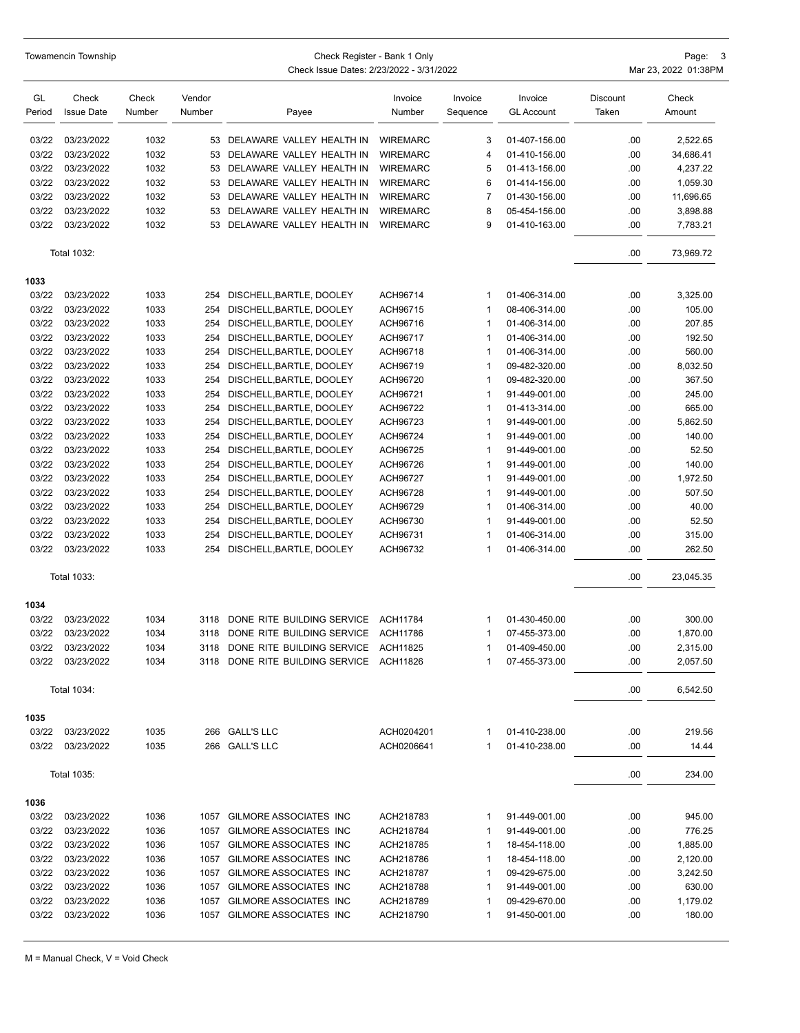| GL Period | Check Issue Date | Check Number | Vendor Number | Payee | Invoice Number | Invoice Sequence | Invoice GL Account | Discount Taken | Check Amount |
|---|---|---|---|---|---|---|---|---|---|
| 03/22 | 03/23/2022 | 1032 | 53 | DELAWARE VALLEY HEALTH IN | WIREMARC | 3 | 01-407-156.00 | .00 | 2,522.65 |
| 03/22 | 03/23/2022 | 1032 | 53 | DELAWARE VALLEY HEALTH IN | WIREMARC | 4 | 01-410-156.00 | .00 | 34,686.41 |
| 03/22 | 03/23/2022 | 1032 | 53 | DELAWARE VALLEY HEALTH IN | WIREMARC | 5 | 01-413-156.00 | .00 | 4,237.22 |
| 03/22 | 03/23/2022 | 1032 | 53 | DELAWARE VALLEY HEALTH IN | WIREMARC | 6 | 01-414-156.00 | .00 | 1,059.30 |
| 03/22 | 03/23/2022 | 1032 | 53 | DELAWARE VALLEY HEALTH IN | WIREMARC | 7 | 01-430-156.00 | .00 | 11,696.65 |
| 03/22 | 03/23/2022 | 1032 | 53 | DELAWARE VALLEY HEALTH IN | WIREMARC | 8 | 05-454-156.00 | .00 | 3,898.88 |
| 03/22 | 03/23/2022 | 1032 | 53 | DELAWARE VALLEY HEALTH IN | WIREMARC | 9 | 01-410-163.00 | .00 | 7,783.21 |
| | Total 1032: | | | | | | | .00 | 73,969.72 |
| **1033** | | | | | | | | | |
| 03/22 | 03/23/2022 | 1033 | 254 | DISCHELL,BARTLE, DOOLEY | ACH96714 | 1 | 01-406-314.00 | .00 | 3,325.00 |
| 03/22 | 03/23/2022 | 1033 | 254 | DISCHELL,BARTLE, DOOLEY | ACH96715 | 1 | 08-406-314.00 | .00 | 105.00 |
| 03/22 | 03/23/2022 | 1033 | 254 | DISCHELL,BARTLE, DOOLEY | ACH96716 | 1 | 01-406-314.00 | .00 | 207.85 |
| 03/22 | 03/23/2022 | 1033 | 254 | DISCHELL,BARTLE, DOOLEY | ACH96717 | 1 | 01-406-314.00 | .00 | 192.50 |
| 03/22 | 03/23/2022 | 1033 | 254 | DISCHELL,BARTLE, DOOLEY | ACH96718 | 1 | 01-406-314.00 | .00 | 560.00 |
| 03/22 | 03/23/2022 | 1033 | 254 | DISCHELL,BARTLE, DOOLEY | ACH96719 | 1 | 09-482-320.00 | .00 | 8,032.50 |
| 03/22 | 03/23/2022 | 1033 | 254 | DISCHELL,BARTLE, DOOLEY | ACH96720 | 1 | 09-482-320.00 | .00 | 367.50 |
| 03/22 | 03/23/2022 | 1033 | 254 | DISCHELL,BARTLE, DOOLEY | ACH96721 | 1 | 91-449-001.00 | .00 | 245.00 |
| 03/22 | 03/23/2022 | 1033 | 254 | DISCHELL,BARTLE, DOOLEY | ACH96722 | 1 | 01-413-314.00 | .00 | 665.00 |
| 03/22 | 03/23/2022 | 1033 | 254 | DISCHELL,BARTLE, DOOLEY | ACH96723 | 1 | 91-449-001.00 | .00 | 5,862.50 |
| 03/22 | 03/23/2022 | 1033 | 254 | DISCHELL,BARTLE, DOOLEY | ACH96724 | 1 | 91-449-001.00 | .00 | 140.00 |
| 03/22 | 03/23/2022 | 1033 | 254 | DISCHELL,BARTLE, DOOLEY | ACH96725 | 1 | 91-449-001.00 | .00 | 52.50 |
| 03/22 | 03/23/2022 | 1033 | 254 | DISCHELL,BARTLE, DOOLEY | ACH96726 | 1 | 91-449-001.00 | .00 | 140.00 |
| 03/22 | 03/23/2022 | 1033 | 254 | DISCHELL,BARTLE, DOOLEY | ACH96727 | 1 | 91-449-001.00 | .00 | 1,972.50 |
| 03/22 | 03/23/2022 | 1033 | 254 | DISCHELL,BARTLE, DOOLEY | ACH96728 | 1 | 91-449-001.00 | .00 | 507.50 |
| 03/22 | 03/23/2022 | 1033 | 254 | DISCHELL,BARTLE, DOOLEY | ACH96729 | 1 | 01-406-314.00 | .00 | 40.00 |
| 03/22 | 03/23/2022 | 1033 | 254 | DISCHELL,BARTLE, DOOLEY | ACH96730 | 1 | 91-449-001.00 | .00 | 52.50 |
| 03/22 | 03/23/2022 | 1033 | 254 | DISCHELL,BARTLE, DOOLEY | ACH96731 | 1 | 01-406-314.00 | .00 | 315.00 |
| 03/22 | 03/23/2022 | 1033 | 254 | DISCHELL,BARTLE, DOOLEY | ACH96732 | 1 | 01-406-314.00 | .00 | 262.50 |
| | Total 1033: | | | | | | | .00 | 23,045.35 |
| **1034** | | | | | | | | | |
| 03/22 | 03/23/2022 | 1034 | 3118 | DONE RITE BUILDING SERVICE | ACH11784 | 1 | 01-430-450.00 | .00 | 300.00 |
| 03/22 | 03/23/2022 | 1034 | 3118 | DONE RITE BUILDING SERVICE | ACH11786 | 1 | 07-455-373.00 | .00 | 1,870.00 |
| 03/22 | 03/23/2022 | 1034 | 3118 | DONE RITE BUILDING SERVICE | ACH11825 | 1 | 01-409-450.00 | .00 | 2,315.00 |
| 03/22 | 03/23/2022 | 1034 | 3118 | DONE RITE BUILDING SERVICE | ACH11826 | 1 | 07-455-373.00 | .00 | 2,057.50 |
| | Total 1034: | | | | | | | .00 | 6,542.50 |
| **1035** | | | | | | | | | |
| 03/22 | 03/23/2022 | 1035 | 266 | GALL'S LLC | ACH0204201 | 1 | 01-410-238.00 | .00 | 219.56 |
| 03/22 | 03/23/2022 | 1035 | 266 | GALL'S LLC | ACH0206641 | 1 | 01-410-238.00 | .00 | 14.44 |
| | Total 1035: | | | | | | | .00 | 234.00 |
| **1036** | | | | | | | | | |
| 03/22 | 03/23/2022 | 1036 | 1057 | GILMORE ASSOCIATES INC | ACH218783 | 1 | 91-449-001.00 | .00 | 945.00 |
| 03/22 | 03/23/2022 | 1036 | 1057 | GILMORE ASSOCIATES INC | ACH218784 | 1 | 91-449-001.00 | .00 | 776.25 |
| 03/22 | 03/23/2022 | 1036 | 1057 | GILMORE ASSOCIATES INC | ACH218785 | 1 | 18-454-118.00 | .00 | 1,885.00 |
| 03/22 | 03/23/2022 | 1036 | 1057 | GILMORE ASSOCIATES INC | ACH218786 | 1 | 18-454-118.00 | .00 | 2,120.00 |
| 03/22 | 03/23/2022 | 1036 | 1057 | GILMORE ASSOCIATES INC | ACH218787 | 1 | 09-429-675.00 | .00 | 3,242.50 |
| 03/22 | 03/23/2022 | 1036 | 1057 | GILMORE ASSOCIATES INC | ACH218788 | 1 | 91-449-001.00 | .00 | 630.00 |
| 03/22 | 03/23/2022 | 1036 | 1057 | GILMORE ASSOCIATES INC | ACH218789 | 1 | 09-429-670.00 | .00 | 1,179.02 |
| 03/22 | 03/23/2022 | 1036 | 1057 | GILMORE ASSOCIATES INC | ACH218790 | 1 | 91-450-001.00 | .00 | 180.00 |

M = Manual Check, V = Void Check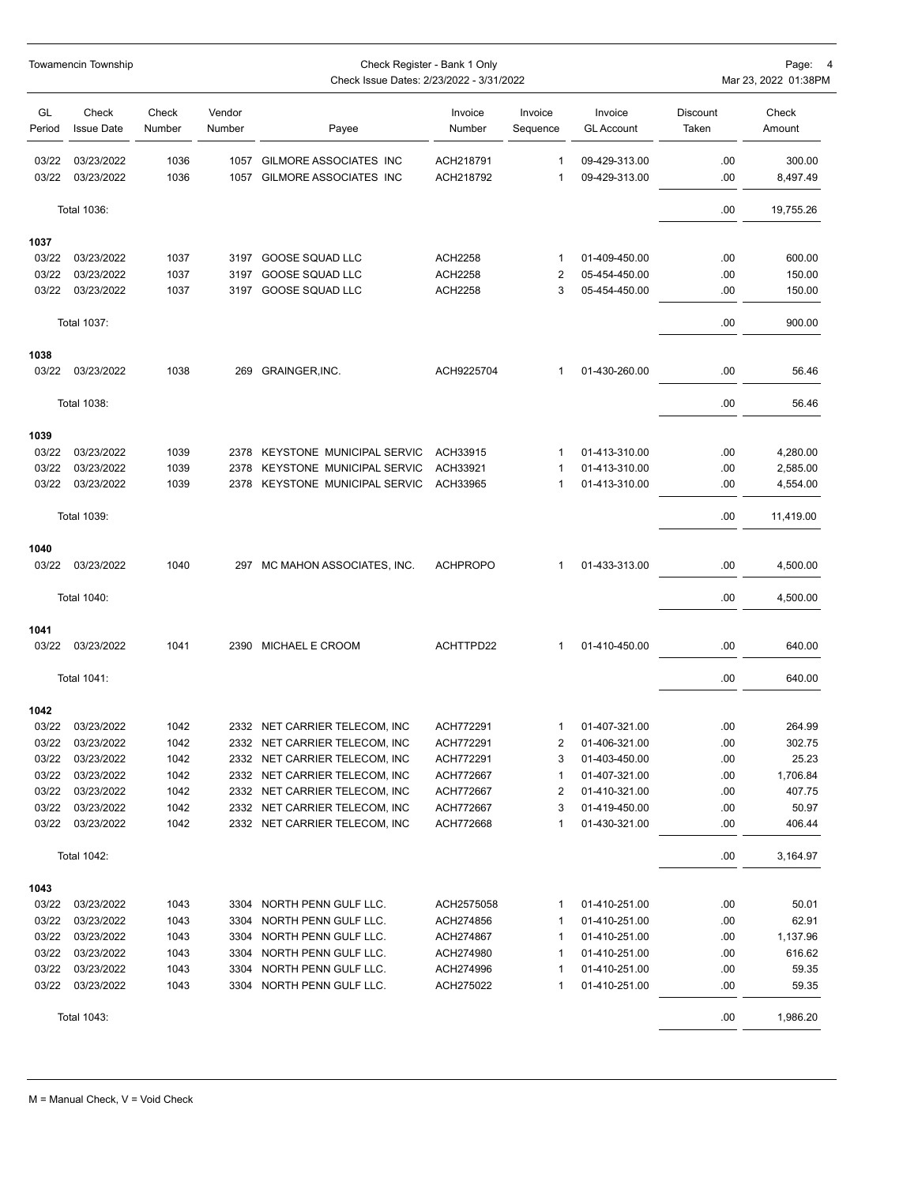Towamencin Township

Check Register - Bank 1 Only
Check Issue Dates: 2/23/2022 - 3/31/2022

| GL Period | Check Issue Date | Check Number | Vendor Number | Payee | Invoice Number | Invoice Sequence | Invoice GL Account | Discount Taken | Check Amount |
|---|---|---|---|---|---|---|---|---|---|
| 03/22 | 03/23/2022 | 1036 | 1057 | GILMORE ASSOCIATES INC | ACH218791 | 1 | 09-429-313.00 | .00 | 300.00 |
| 03/22 | 03/23/2022 | 1036 | 1057 | GILMORE ASSOCIATES INC | ACH218792 | 1 | 09-429-313.00 | .00 | 8,497.49 |
| | Total 1036: | | | | | | | .00 | 19,755.26 |
| **1037** | | | | | | | | | |
| 03/22 | 03/23/2022 | 1037 | 3197 | GOOSE SQUAD LLC | ACH2258 | 1 | 01-409-450.00 | .00 | 600.00 |
| 03/22 | 03/23/2022 | 1037 | 3197 | GOOSE SQUAD LLC | ACH2258 | 2 | 05-454-450.00 | .00 | 150.00 |
| 03/22 | 03/23/2022 | 1037 | 3197 | GOOSE SQUAD LLC | ACH2258 | 3 | 05-454-450.00 | .00 | 150.00 |
| | Total 1037: | | | | | | | .00 | 900.00 |
| **1038** | | | | | | | | | |
| 03/22 | 03/23/2022 | 1038 | 269 | GRAINGER,INC. | ACH9225704 | 1 | 01-430-260.00 | .00 | 56.46 |
| | Total 1038: | | | | | | | .00 | 56.46 |
| **1039** | | | | | | | | | |
| 03/22 | 03/23/2022 | 1039 | 2378 | KEYSTONE MUNICIPAL SERVIC | ACH33915 | 1 | 01-413-310.00 | .00 | 4,280.00 |
| 03/22 | 03/23/2022 | 1039 | 2378 | KEYSTONE MUNICIPAL SERVIC | ACH33921 | 1 | 01-413-310.00 | .00 | 2,585.00 |
| 03/22 | 03/23/2022 | 1039 | 2378 | KEYSTONE MUNICIPAL SERVIC | ACH33965 | 1 | 01-413-310.00 | .00 | 4,554.00 |
| | Total 1039: | | | | | | | .00 | 11,419.00 |
| **1040** | | | | | | | | | |
| 03/22 | 03/23/2022 | 1040 | 297 | MC MAHON ASSOCIATES, INC. | ACHPROPO | 1 | 01-433-313.00 | .00 | 4,500.00 |
| | Total 1040: | | | | | | | .00 | 4,500.00 |
| **1041** | | | | | | | | | |
| 03/22 | 03/23/2022 | 1041 | 2390 | MICHAEL E CROOM | ACHTTPD22 | 1 | 01-410-450.00 | .00 | 640.00 |
| | Total 1041: | | | | | | | .00 | 640.00 |
| **1042** | | | | | | | | | |
| 03/22 | 03/23/2022 | 1042 | 2332 | NET CARRIER TELECOM, INC | ACH772291 | 1 | 01-407-321.00 | .00 | 264.99 |
| 03/22 | 03/23/2022 | 1042 | 2332 | NET CARRIER TELECOM, INC | ACH772291 | 2 | 01-406-321.00 | .00 | 302.75 |
| 03/22 | 03/23/2022 | 1042 | 2332 | NET CARRIER TELECOM, INC | ACH772291 | 3 | 01-403-450.00 | .00 | 25.23 |
| 03/22 | 03/23/2022 | 1042 | 2332 | NET CARRIER TELECOM, INC | ACH772667 | 1 | 01-407-321.00 | .00 | 1,706.84 |
| 03/22 | 03/23/2022 | 1042 | 2332 | NET CARRIER TELECOM, INC | ACH772667 | 2 | 01-410-321.00 | .00 | 407.75 |
| 03/22 | 03/23/2022 | 1042 | 2332 | NET CARRIER TELECOM, INC | ACH772667 | 3 | 01-419-450.00 | .00 | 50.97 |
| 03/22 | 03/23/2022 | 1042 | 2332 | NET CARRIER TELECOM, INC | ACH772668 | 1 | 01-430-321.00 | .00 | 406.44 |
| | Total 1042: | | | | | | | .00 | 3,164.97 |
| **1043** | | | | | | | | | |
| 03/22 | 03/23/2022 | 1043 | 3304 | NORTH PENN GULF LLC. | ACH2575058 | 1 | 01-410-251.00 | .00 | 50.01 |
| 03/22 | 03/23/2022 | 1043 | 3304 | NORTH PENN GULF LLC. | ACH274856 | 1 | 01-410-251.00 | .00 | 62.91 |
| 03/22 | 03/23/2022 | 1043 | 3304 | NORTH PENN GULF LLC. | ACH274867 | 1 | 01-410-251.00 | .00 | 1,137.96 |
| 03/22 | 03/23/2022 | 1043 | 3304 | NORTH PENN GULF LLC. | ACH274980 | 1 | 01-410-251.00 | .00 | 616.62 |
| 03/22 | 03/23/2022 | 1043 | 3304 | NORTH PENN GULF LLC. | ACH274996 | 1 | 01-410-251.00 | .00 | 59.35 |
| 03/22 | 03/23/2022 | 1043 | 3304 | NORTH PENN GULF LLC. | ACH275022 | 1 | 01-410-251.00 | .00 | 59.35 |
| | Total 1043: | | | | | | | .00 | 1,986.20 |

M = Manual Check, V = Void Check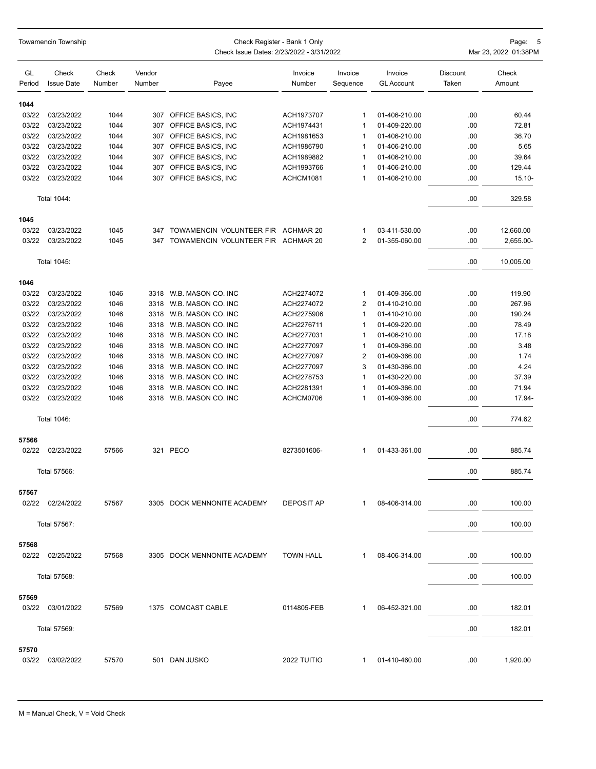Towamencin Township

Check Register - Bank 1 Only
Check Issue Dates: 2/23/2022 - 3/31/2022

Mar 23, 2022 01:38PM

| GL Period | Check Issue Date | Check Number | Vendor Number | Payee | Invoice Number | Invoice Sequence | Invoice GL Account | Discount Taken | Check Amount |
|---|---|---|---|---|---|---|---|---|---|
| **1044** | | | | | | | | | |
| 03/22 | 03/23/2022 | 1044 | 307 | OFFICE BASICS, INC | ACH1973707 | 1 | 01-406-210.00 | .00 | 60.44 |
| 03/22 | 03/23/2022 | 1044 | 307 | OFFICE BASICS, INC | ACH1974431 | 1 | 01-409-220.00 | .00 | 72.81 |
| 03/22 | 03/23/2022 | 1044 | 307 | OFFICE BASICS, INC | ACH1981653 | 1 | 01-406-210.00 | .00 | 36.70 |
| 03/22 | 03/23/2022 | 1044 | 307 | OFFICE BASICS, INC | ACH1986790 | 1 | 01-406-210.00 | .00 | 5.65 |
| 03/22 | 03/23/2022 | 1044 | 307 | OFFICE BASICS, INC | ACH1989882 | 1 | 01-406-210.00 | .00 | 39.64 |
| 03/22 | 03/23/2022 | 1044 | 307 | OFFICE BASICS, INC | ACH1993766 | 1 | 01-406-210.00 | .00 | 129.44 |
| 03/22 | 03/23/2022 | 1044 | 307 | OFFICE BASICS, INC | ACHCM1081 | 1 | 01-406-210.00 | .00 | 15.10- |
| | Total 1044: | | | | | | | .00 | 329.58 |
| **1045** | | | | | | | | | |
| 03/22 | 03/23/2022 | 1045 | 347 | TOWAMENCIN VOLUNTEER FIR | ACHMAR 20 | 1 | 03-411-530.00 | .00 | 12,660.00 |
| 03/22 | 03/23/2022 | 1045 | 347 | TOWAMENCIN VOLUNTEER FIR | ACHMAR 20 | 2 | 01-355-060.00 | .00 | 2,655.00- |
| | Total 1045: | | | | | | | .00 | 10,005.00 |
| **1046** | | | | | | | | | |
| 03/22 | 03/23/2022 | 1046 | 3318 | W.B. MASON CO. INC | ACH2274072 | 1 | 01-409-366.00 | .00 | 119.90 |
| 03/22 | 03/23/2022 | 1046 | 3318 | W.B. MASON CO. INC | ACH2274072 | 2 | 01-410-210.00 | .00 | 267.96 |
| 03/22 | 03/23/2022 | 1046 | 3318 | W.B. MASON CO. INC | ACH2275906 | 1 | 01-410-210.00 | .00 | 190.24 |
| 03/22 | 03/23/2022 | 1046 | 3318 | W.B. MASON CO. INC | ACH2276711 | 1 | 01-409-220.00 | .00 | 78.49 |
| 03/22 | 03/23/2022 | 1046 | 3318 | W.B. MASON CO. INC | ACH2277031 | 1 | 01-406-210.00 | .00 | 17.18 |
| 03/22 | 03/23/2022 | 1046 | 3318 | W.B. MASON CO. INC | ACH2277097 | 1 | 01-409-366.00 | .00 | 3.48 |
| 03/22 | 03/23/2022 | 1046 | 3318 | W.B. MASON CO. INC | ACH2277097 | 2 | 01-409-366.00 | .00 | 1.74 |
| 03/22 | 03/23/2022 | 1046 | 3318 | W.B. MASON CO. INC | ACH2277097 | 3 | 01-430-366.00 | .00 | 4.24 |
| 03/22 | 03/23/2022 | 1046 | 3318 | W.B. MASON CO. INC | ACH2278753 | 1 | 01-430-220.00 | .00 | 37.39 |
| 03/22 | 03/23/2022 | 1046 | 3318 | W.B. MASON CO. INC | ACH2281391 | 1 | 01-409-366.00 | .00 | 71.94 |
| 03/22 | 03/23/2022 | 1046 | 3318 | W.B. MASON CO. INC | ACHCM0706 | 1 | 01-409-366.00 | .00 | 17.94- |
| | Total 1046: | | | | | | | .00 | 774.62 |
| **57566** | | | | | | | | | |
| 02/22 | 02/23/2022 | 57566 | 321 | PECO | 8273501606- | 1 | 01-433-361.00 | .00 | 885.74 |
| | Total 57566: | | | | | | | .00 | 885.74 |
| **57567** | | | | | | | | | |
| 02/22 | 02/24/2022 | 57567 | 3305 | DOCK MENNONITE ACADEMY | DEPOSIT AP | 1 | 08-406-314.00 | .00 | 100.00 |
| | Total 57567: | | | | | | | .00 | 100.00 |
| **57568** | | | | | | | | | |
| 02/22 | 02/25/2022 | 57568 | 3305 | DOCK MENNONITE ACADEMY | TOWN HALL | 1 | 08-406-314.00 | .00 | 100.00 |
| | Total 57568: | | | | | | | .00 | 100.00 |
| **57569** | | | | | | | | | |
| 03/22 | 03/01/2022 | 57569 | 1375 | COMCAST CABLE | 0114805-FEB | 1 | 06-452-321.00 | .00 | 182.01 |
| | Total 57569: | | | | | | | .00 | 182.01 |
| **57570** | | | | | | | | | |
| 03/22 | 03/02/2022 | 57570 | 501 | DAN JUSKO | 2022 TUITIO | 1 | 01-410-460.00 | .00 | 1,920.00 |

M = Manual Check, V = Void Check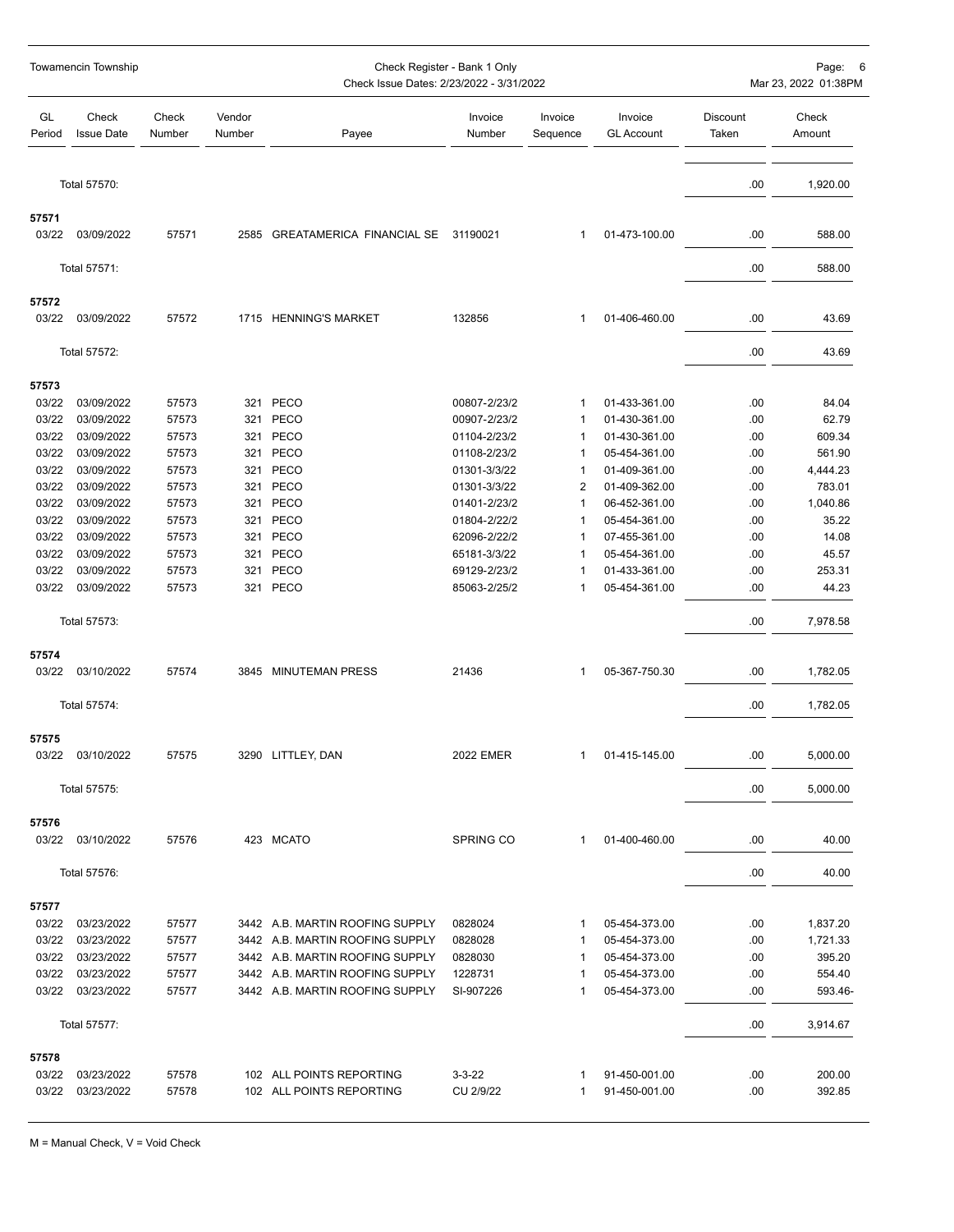| GL Period | Check Issue Date | Check Number | Vendor Number | Payee | Invoice Number | Invoice Sequence | Invoice GL Account | Discount Taken | Check Amount |
|---|---|---|---|---|---|---|---|---|---|
| | Total 57570: | | | | | | | .00 | 1,920.00 |
| **57571** | | | | | | | | | |
| 03/22 | 03/09/2022 | 57571 | 2585 | GREATAMERICA FINANCIAL SE | 31190021 | 1 | 01-473-100.00 | .00 | 588.00 |
| | Total 57571: | | | | | | | .00 | 588.00 |
| **57572** | | | | | | | | | |
| 03/22 | 03/09/2022 | 57572 | 1715 | HENNING'S MARKET | 132856 | 1 | 01-406-460.00 | .00 | 43.69 |
| | Total 57572: | | | | | | | .00 | 43.69 |
| **57573** | | | | | | | | | |
| 03/22 | 03/09/2022 | 57573 | 321 | PECO | 00807-2/23/2 | 1 | 01-433-361.00 | .00 | 84.04 |
| 03/22 | 03/09/2022 | 57573 | 321 | PECO | 00907-2/23/2 | 1 | 01-430-361.00 | .00 | 62.79 |
| 03/22 | 03/09/2022 | 57573 | 321 | PECO | 01104-2/23/2 | 1 | 01-430-361.00 | .00 | 609.34 |
| 03/22 | 03/09/2022 | 57573 | 321 | PECO | 01108-2/23/2 | 1 | 05-454-361.00 | .00 | 561.90 |
| 03/22 | 03/09/2022 | 57573 | 321 | PECO | 01301-3/3/22 | 1 | 01-409-361.00 | .00 | 4,444.23 |
| 03/22 | 03/09/2022 | 57573 | 321 | PECO | 01301-3/3/22 | 2 | 01-409-362.00 | .00 | 783.01 |
| 03/22 | 03/09/2022 | 57573 | 321 | PECO | 01401-2/23/2 | 1 | 06-452-361.00 | .00 | 1,040.86 |
| 03/22 | 03/09/2022 | 57573 | 321 | PECO | 01804-2/22/2 | 1 | 05-454-361.00 | .00 | 35.22 |
| 03/22 | 03/09/2022 | 57573 | 321 | PECO | 62096-2/22/2 | 1 | 07-455-361.00 | .00 | 14.08 |
| 03/22 | 03/09/2022 | 57573 | 321 | PECO | 65181-3/3/22 | 1 | 05-454-361.00 | .00 | 45.57 |
| 03/22 | 03/09/2022 | 57573 | 321 | PECO | 69129-2/23/2 | 1 | 01-433-361.00 | .00 | 253.31 |
| 03/22 | 03/09/2022 | 57573 | 321 | PECO | 85063-2/25/2 | 1 | 05-454-361.00 | .00 | 44.23 |
| | Total 57573: | | | | | | | .00 | 7,978.58 |
| **57574** | | | | | | | | | |
| 03/22 | 03/10/2022 | 57574 | 3845 | MINUTEMAN PRESS | 21436 | 1 | 05-367-750.30 | .00 | 1,782.05 |
| | Total 57574: | | | | | | | .00 | 1,782.05 |
| **57575** | | | | | | | | | |
| 03/22 | 03/10/2022 | 57575 | 3290 | LITTLEY, DAN | 2022 EMER | 1 | 01-415-145.00 | .00 | 5,000.00 |
| | Total 57575: | | | | | | | .00 | 5,000.00 |
| **57576** | | | | | | | | | |
| 03/22 | 03/10/2022 | 57576 | 423 | MCATO | SPRING CO | 1 | 01-400-460.00 | .00 | 40.00 |
| | Total 57576: | | | | | | | .00 | 40.00 |
| **57577** | | | | | | | | | |
| 03/22 | 03/23/2022 | 57577 | 3442 | A.B. MARTIN ROOFING SUPPLY | 0828024 | 1 | 05-454-373.00 | .00 | 1,837.20 |
| 03/22 | 03/23/2022 | 57577 | 3442 | A.B. MARTIN ROOFING SUPPLY | 0828028 | 1 | 05-454-373.00 | .00 | 1,721.33 |
| 03/22 | 03/23/2022 | 57577 | 3442 | A.B. MARTIN ROOFING SUPPLY | 0828030 | 1 | 05-454-373.00 | .00 | 395.20 |
| 03/22 | 03/23/2022 | 57577 | 3442 | A.B. MARTIN ROOFING SUPPLY | 1228731 | 1 | 05-454-373.00 | .00 | 554.40 |
| 03/22 | 03/23/2022 | 57577 | 3442 | A.B. MARTIN ROOFING SUPPLY | SI-907226 | 1 | 05-454-373.00 | .00 | 593.46- |
| | Total 57577: | | | | | | | .00 | 3,914.67 |
| **57578** | | | | | | | | | |
| 03/22 | 03/23/2022 | 57578 | 102 | ALL POINTS REPORTING | 3-3-22 | 1 | 91-450-001.00 | .00 | 200.00 |
| 03/22 | 03/23/2022 | 57578 | 102 | ALL POINTS REPORTING | CU 2/9/22 | 1 | 91-450-001.00 | .00 | 392.85 |

M = Manual Check, V = Void Check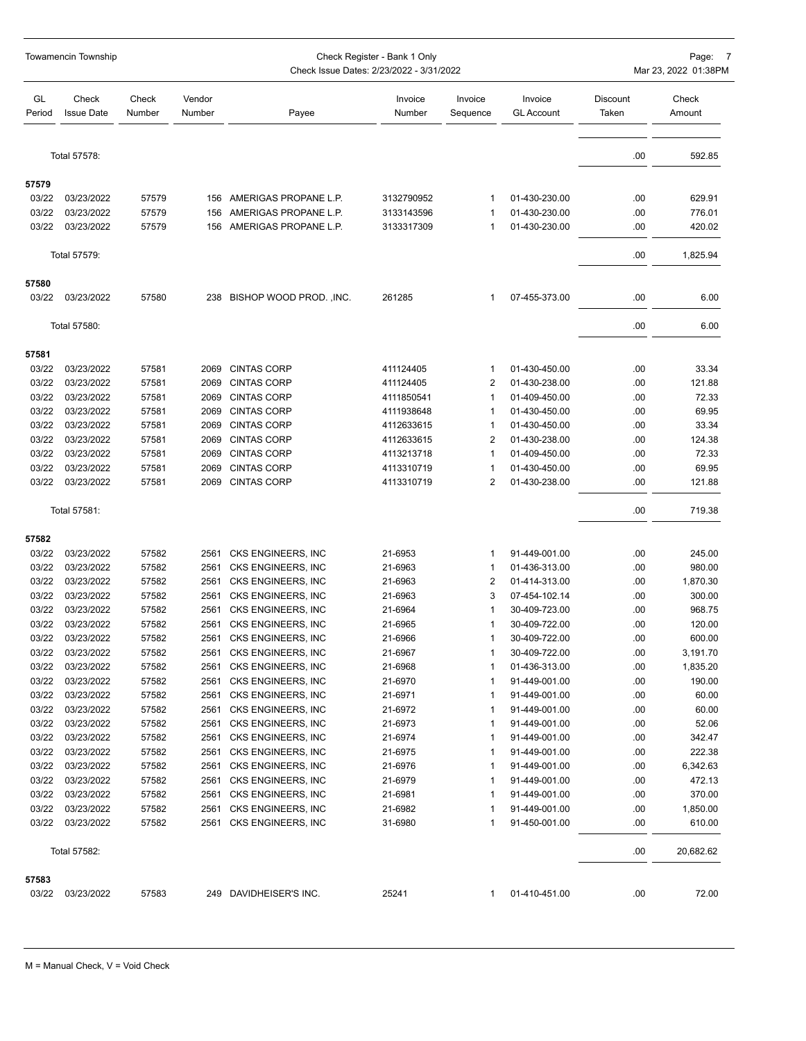Towamencin Township

Check Register - Bank 1 Only
Check Issue Dates: 2/23/2022 - 3/31/2022

| GL Period | Check Issue Date | Check Number | Vendor Number | Payee | Invoice Number | Invoice Sequence | Invoice GL Account | Discount Taken | Check Amount |
|---|---|---|---|---|---|---|---|---|---|
| Total 57578: | | | | | | | | .00 | 592.85 |
| **57579** | | | | | | | | | |
| 03/22 | 03/23/2022 | 57579 | 156 | AMERIGAS PROPANE L.P. | 3132790952 | 1 | 01-430-230.00 | .00 | 629.91 |
| 03/22 | 03/23/2022 | 57579 | 156 | AMERIGAS PROPANE L.P. | 3133143596 | 1 | 01-430-230.00 | .00 | 776.01 |
| 03/22 | 03/23/2022 | 57579 | 156 | AMERIGAS PROPANE L.P. | 3133317309 | 1 | 01-430-230.00 | .00 | 420.02 |
| Total 57579: | | | | | | | | .00 | 1,825.94 |
| **57580** | | | | | | | | | |
| 03/22 | 03/23/2022 | 57580 | 238 | BISHOP WOOD PROD. ,INC. | 261285 | 1 | 07-455-373.00 | .00 | 6.00 |
| Total 57580: | | | | | | | | .00 | 6.00 |
| **57581** | | | | | | | | | |
| 03/22 | 03/23/2022 | 57581 | 2069 | CINTAS CORP | 411124405 | 1 | 01-430-450.00 | .00 | 33.34 |
| 03/22 | 03/23/2022 | 57581 | 2069 | CINTAS CORP | 411124405 | 2 | 01-430-238.00 | .00 | 121.88 |
| 03/22 | 03/23/2022 | 57581 | 2069 | CINTAS CORP | 4111850541 | 1 | 01-409-450.00 | .00 | 72.33 |
| 03/22 | 03/23/2022 | 57581 | 2069 | CINTAS CORP | 4111938648 | 1 | 01-430-450.00 | .00 | 69.95 |
| 03/22 | 03/23/2022 | 57581 | 2069 | CINTAS CORP | 4112633615 | 1 | 01-430-450.00 | .00 | 33.34 |
| 03/22 | 03/23/2022 | 57581 | 2069 | CINTAS CORP | 4112633615 | 2 | 01-430-238.00 | .00 | 124.38 |
| 03/22 | 03/23/2022 | 57581 | 2069 | CINTAS CORP | 4113213718 | 1 | 01-409-450.00 | .00 | 72.33 |
| 03/22 | 03/23/2022 | 57581 | 2069 | CINTAS CORP | 4113310719 | 1 | 01-430-450.00 | .00 | 69.95 |
| 03/22 | 03/23/2022 | 57581 | 2069 | CINTAS CORP | 4113310719 | 2 | 01-430-238.00 | .00 | 121.88 |
| Total 57581: | | | | | | | | .00 | 719.38 |
| **57582** | | | | | | | | | |
| 03/22 | 03/23/2022 | 57582 | 2561 | CKS ENGINEERS, INC | 21-6953 | 1 | 91-449-001.00 | .00 | 245.00 |
| 03/22 | 03/23/2022 | 57582 | 2561 | CKS ENGINEERS, INC | 21-6963 | 1 | 01-436-313.00 | .00 | 980.00 |
| 03/22 | 03/23/2022 | 57582 | 2561 | CKS ENGINEERS, INC | 21-6963 | 2 | 01-414-313.00 | .00 | 1,870.30 |
| 03/22 | 03/23/2022 | 57582 | 2561 | CKS ENGINEERS, INC | 21-6963 | 3 | 07-454-102.14 | .00 | 300.00 |
| 03/22 | 03/23/2022 | 57582 | 2561 | CKS ENGINEERS, INC | 21-6964 | 1 | 30-409-723.00 | .00 | 968.75 |
| 03/22 | 03/23/2022 | 57582 | 2561 | CKS ENGINEERS, INC | 21-6965 | 1 | 30-409-722.00 | .00 | 120.00 |
| 03/22 | 03/23/2022 | 57582 | 2561 | CKS ENGINEERS, INC | 21-6966 | 1 | 30-409-722.00 | .00 | 600.00 |
| 03/22 | 03/23/2022 | 57582 | 2561 | CKS ENGINEERS, INC | 21-6967 | 1 | 30-409-722.00 | .00 | 3,191.70 |
| 03/22 | 03/23/2022 | 57582 | 2561 | CKS ENGINEERS, INC | 21-6968 | 1 | 01-436-313.00 | .00 | 1,835.20 |
| 03/22 | 03/23/2022 | 57582 | 2561 | CKS ENGINEERS, INC | 21-6970 | 1 | 91-449-001.00 | .00 | 190.00 |
| 03/22 | 03/23/2022 | 57582 | 2561 | CKS ENGINEERS, INC | 21-6971 | 1 | 91-449-001.00 | .00 | 60.00 |
| 03/22 | 03/23/2022 | 57582 | 2561 | CKS ENGINEERS, INC | 21-6972 | 1 | 91-449-001.00 | .00 | 60.00 |
| 03/22 | 03/23/2022 | 57582 | 2561 | CKS ENGINEERS, INC | 21-6973 | 1 | 91-449-001.00 | .00 | 52.06 |
| 03/22 | 03/23/2022 | 57582 | 2561 | CKS ENGINEERS, INC | 21-6974 | 1 | 91-449-001.00 | .00 | 342.47 |
| 03/22 | 03/23/2022 | 57582 | 2561 | CKS ENGINEERS, INC | 21-6975 | 1 | 91-449-001.00 | .00 | 222.38 |
| 03/22 | 03/23/2022 | 57582 | 2561 | CKS ENGINEERS, INC | 21-6976 | 1 | 91-449-001.00 | .00 | 6,342.63 |
| 03/22 | 03/23/2022 | 57582 | 2561 | CKS ENGINEERS, INC | 21-6979 | 1 | 91-449-001.00 | .00 | 472.13 |
| 03/22 | 03/23/2022 | 57582 | 2561 | CKS ENGINEERS, INC | 21-6981 | 1 | 91-449-001.00 | .00 | 370.00 |
| 03/22 | 03/23/2022 | 57582 | 2561 | CKS ENGINEERS, INC | 21-6982 | 1 | 91-449-001.00 | .00 | 1,850.00 |
| 03/22 | 03/23/2022 | 57582 | 2561 | CKS ENGINEERS, INC | 31-6980 | 1 | 91-450-001.00 | .00 | 610.00 |
| Total 57582: | | | | | | | | .00 | 20,682.62 |
| **57583** | | | | | | | | | |
| 03/22 | 03/23/2022 | 57583 | 249 | DAVIDHEISER'S INC. | 25241 | 1 | 01-410-451.00 | .00 | 72.00 |

M = Manual Check, V = Void Check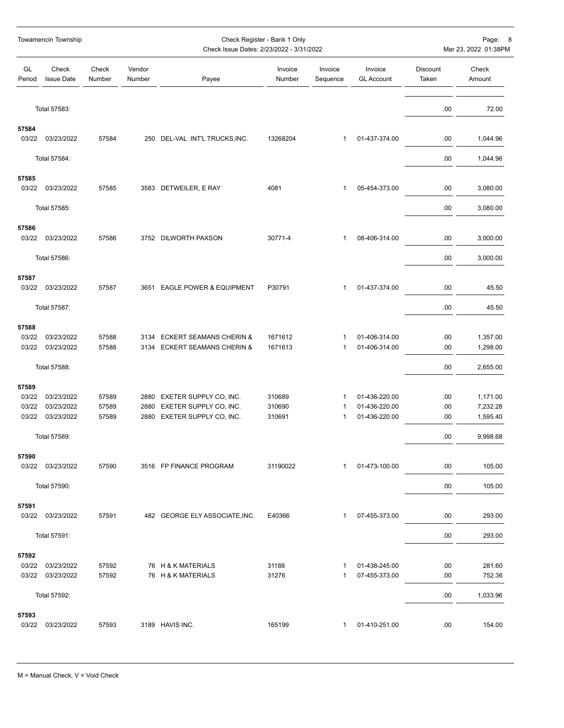| GL Period | Check Issue Date | Check Number | Vendor Number | Payee | Invoice Number | Invoice Sequence | Invoice GL Account | Discount Taken | Check Amount |
|---|---|---|---|---|---|---|---|---|---|
| | Total 57583: | | | | | | | .00 | 72.00 |
| **57584** | | | | | | | | | |
| 03/22 | 03/23/2022 | 57584 | 250 | DEL-VAL INT'L TRUCKS,INC. | 13268204 | 1 | 01-437-374.00 | .00 | 1,044.96 |
| | Total 57584: | | | | | | | .00 | 1,044.96 |
| **57585** | | | | | | | | | |
| 03/22 | 03/23/2022 | 57585 | 3583 | DETWEILER, E RAY | 4081 | 1 | 05-454-373.00 | .00 | 3,080.00 |
| | Total 57585: | | | | | | | .00 | 3,080.00 |
| **57586** | | | | | | | | | |
| 03/22 | 03/23/2022 | 57586 | 3752 | DILWORTH PAXSON | 30771-4 | 1 | 08-406-314.00 | .00 | 3,000.00 |
| | Total 57586: | | | | | | | .00 | 3,000.00 |
| **57587** | | | | | | | | | |
| 03/22 | 03/23/2022 | 57587 | 3651 | EAGLE POWER & EQUIPMENT | P30791 | 1 | 01-437-374.00 | .00 | 45.50 |
| | Total 57587: | | | | | | | .00 | 45.50 |
| **57588** | | | | | | | | | |
| 03/22 | 03/23/2022 | 57588 | 3134 | ECKERT SEAMANS CHERIN & | 1671612 | 1 | 01-406-314.00 | .00 | 1,357.00 |
| 03/22 | 03/23/2022 | 57588 | 3134 | ECKERT SEAMANS CHERIN & | 1671613 | 1 | 01-406-314.00 | .00 | 1,298.00 |
| | Total 57588: | | | | | | | .00 | 2,655.00 |
| **57589** | | | | | | | | | |
| 03/22 | 03/23/2022 | 57589 | 2880 | EXETER SUPPLY CO, INC. | 310689 | 1 | 01-436-220.00 | .00 | 1,171.00 |
| 03/22 | 03/23/2022 | 57589 | 2880 | EXETER SUPPLY CO, INC. | 310690 | 1 | 01-436-220.00 | .00 | 7,232.28 |
| 03/22 | 03/23/2022 | 57589 | 2880 | EXETER SUPPLY CO, INC. | 310691 | 1 | 01-436-220.00 | .00 | 1,595.40 |
| | Total 57589: | | | | | | | .00 | 9,998.68 |
| **57590** | | | | | | | | | |
| 03/22 | 03/23/2022 | 57590 | 3516 | FP FINANCE PROGRAM | 31190022 | 1 | 01-473-100.00 | .00 | 105.00 |
| | Total 57590: | | | | | | | .00 | 105.00 |
| **57591** | | | | | | | | | |
| 03/22 | 03/23/2022 | 57591 | 482 | GEORGE ELY ASSOCIATE,INC. | E40366 | 1 | 07-455-373.00 | .00 | 293.00 |
| | Total 57591: | | | | | | | .00 | 293.00 |
| **57592** | | | | | | | | | |
| 03/22 | 03/23/2022 | 57592 | 76 | H & K MATERIALS | 31188 | 1 | 01-438-245.00 | .00 | 281.60 |
| 03/22 | 03/23/2022 | 57592 | 76 | H & K MATERIALS | 31276 | 1 | 07-455-373.00 | .00 | 752.36 |
| | Total 57592: | | | | | | | .00 | 1,033.96 |
| **57593** | | | | | | | | | |
| 03/22 | 03/23/2022 | 57593 | 3189 | HAVIS INC. | 165199 | 1 | 01-410-251.00 | .00 | 154.00 |

M = Manual Check, V = Void Check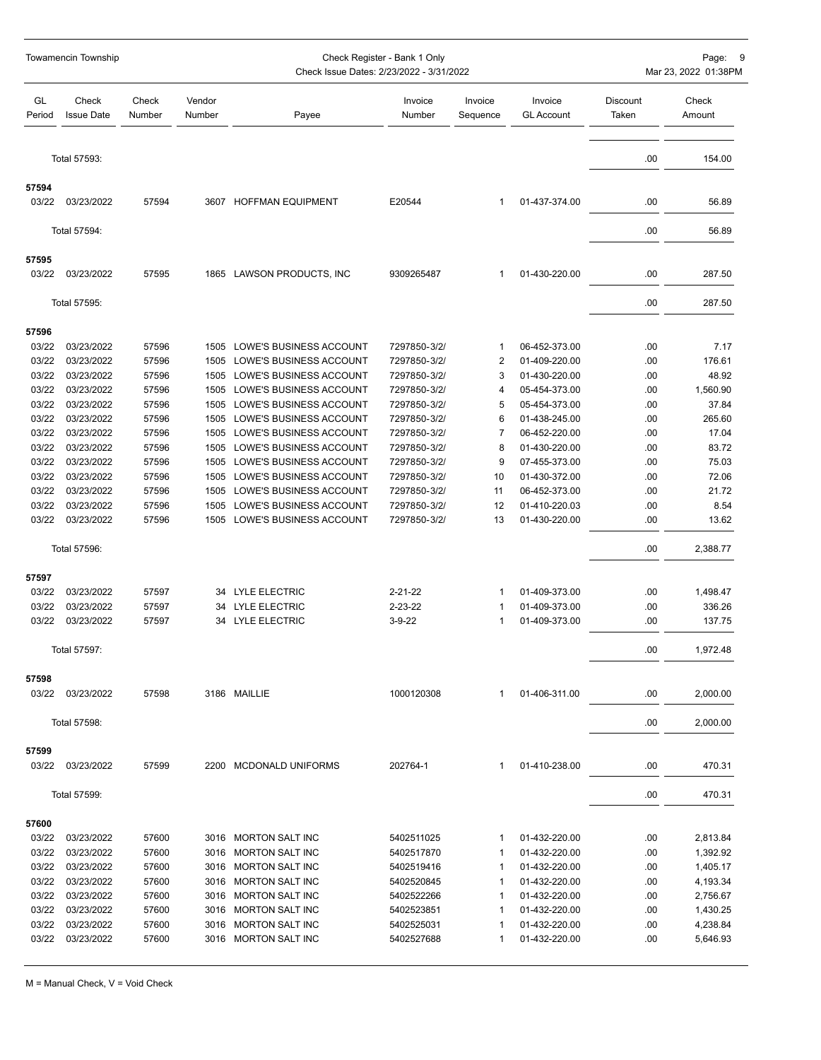Towamencin Township

Check Register - Bank 1 Only
Check Issue Dates: 2/23/2022 - 3/31/2022

| GL Period | Check Issue Date | Check Number | Vendor Number | Payee | Invoice Number | Invoice Sequence | Invoice GL Account | Discount Taken | Check Amount |
|---|---|---|---|---|---|---|---|---|---|
| | Total 57593: | | | | | | | .00 | 154.00 |
| **57594** | | | | | | | | | |
| 03/22 | 03/23/2022 | 57594 | 3607 | HOFFMAN EQUIPMENT | E20544 | 1 | 01-437-374.00 | .00 | 56.89 |
| | Total 57594: | | | | | | | .00 | 56.89 |
| **57595** | | | | | | | | | |
| 03/22 | 03/23/2022 | 57595 | 1865 | LAWSON PRODUCTS, INC | 9309265487 | 1 | 01-430-220.00 | .00 | 287.50 |
| | Total 57595: | | | | | | | .00 | 287.50 |
| **57596** | | | | | | | | | |
| 03/22 | 03/23/2022 | 57596 | 1505 | LOWE'S BUSINESS ACCOUNT | 7297850-3/2/ | 1 | 06-452-373.00 | .00 | 7.17 |
| 03/22 | 03/23/2022 | 57596 | 1505 | LOWE'S BUSINESS ACCOUNT | 7297850-3/2/ | 2 | 01-409-220.00 | .00 | 176.61 |
| 03/22 | 03/23/2022 | 57596 | 1505 | LOWE'S BUSINESS ACCOUNT | 7297850-3/2/ | 3 | 01-430-220.00 | .00 | 48.92 |
| 03/22 | 03/23/2022 | 57596 | 1505 | LOWE'S BUSINESS ACCOUNT | 7297850-3/2/ | 4 | 05-454-373.00 | .00 | 1,560.90 |
| 03/22 | 03/23/2022 | 57596 | 1505 | LOWE'S BUSINESS ACCOUNT | 7297850-3/2/ | 5 | 05-454-373.00 | .00 | 37.84 |
| 03/22 | 03/23/2022 | 57596 | 1505 | LOWE'S BUSINESS ACCOUNT | 7297850-3/2/ | 6 | 01-438-245.00 | .00 | 265.60 |
| 03/22 | 03/23/2022 | 57596 | 1505 | LOWE'S BUSINESS ACCOUNT | 7297850-3/2/ | 7 | 06-452-220.00 | .00 | 17.04 |
| 03/22 | 03/23/2022 | 57596 | 1505 | LOWE'S BUSINESS ACCOUNT | 7297850-3/2/ | 8 | 01-430-220.00 | .00 | 83.72 |
| 03/22 | 03/23/2022 | 57596 | 1505 | LOWE'S BUSINESS ACCOUNT | 7297850-3/2/ | 9 | 07-455-373.00 | .00 | 75.03 |
| 03/22 | 03/23/2022 | 57596 | 1505 | LOWE'S BUSINESS ACCOUNT | 7297850-3/2/ | 10 | 01-430-372.00 | .00 | 72.06 |
| 03/22 | 03/23/2022 | 57596 | 1505 | LOWE'S BUSINESS ACCOUNT | 7297850-3/2/ | 11 | 06-452-373.00 | .00 | 21.72 |
| 03/22 | 03/23/2022 | 57596 | 1505 | LOWE'S BUSINESS ACCOUNT | 7297850-3/2/ | 12 | 01-410-220.03 | .00 | 8.54 |
| 03/22 | 03/23/2022 | 57596 | 1505 | LOWE'S BUSINESS ACCOUNT | 7297850-3/2/ | 13 | 01-430-220.00 | .00 | 13.62 |
| | Total 57596: | | | | | | | .00 | 2,388.77 |
| **57597** | | | | | | | | | |
| 03/22 | 03/23/2022 | 57597 | 34 | LYLE ELECTRIC | 2-21-22 | 1 | 01-409-373.00 | .00 | 1,498.47 |
| 03/22 | 03/23/2022 | 57597 | 34 | LYLE ELECTRIC | 2-23-22 | 1 | 01-409-373.00 | .00 | 336.26 |
| 03/22 | 03/23/2022 | 57597 | 34 | LYLE ELECTRIC | 3-9-22 | 1 | 01-409-373.00 | .00 | 137.75 |
| | Total 57597: | | | | | | | .00 | 1,972.48 |
| **57598** | | | | | | | | | |
| 03/22 | 03/23/2022 | 57598 | 3186 | MAILLIE | 1000120308 | 1 | 01-406-311.00 | .00 | 2,000.00 |
| | Total 57598: | | | | | | | .00 | 2,000.00 |
| **57599** | | | | | | | | | |
| 03/22 | 03/23/2022 | 57599 | 2200 | MCDONALD UNIFORMS | 202764-1 | 1 | 01-410-238.00 | .00 | 470.31 |
| | Total 57599: | | | | | | | .00 | 470.31 |
| **57600** | | | | | | | | | |
| 03/22 | 03/23/2022 | 57600 | 3016 | MORTON SALT INC | 5402511025 | 1 | 01-432-220.00 | .00 | 2,813.84 |
| 03/22 | 03/23/2022 | 57600 | 3016 | MORTON SALT INC | 5402517870 | 1 | 01-432-220.00 | .00 | 1,392.92 |
| 03/22 | 03/23/2022 | 57600 | 3016 | MORTON SALT INC | 5402519416 | 1 | 01-432-220.00 | .00 | 1,405.17 |
| 03/22 | 03/23/2022 | 57600 | 3016 | MORTON SALT INC | 5402520845 | 1 | 01-432-220.00 | .00 | 4,193.34 |
| 03/22 | 03/23/2022 | 57600 | 3016 | MORTON SALT INC | 5402522266 | 1 | 01-432-220.00 | .00 | 2,756.67 |
| 03/22 | 03/23/2022 | 57600 | 3016 | MORTON SALT INC | 5402523851 | 1 | 01-432-220.00 | .00 | 1,430.25 |
| 03/22 | 03/23/2022 | 57600 | 3016 | MORTON SALT INC | 5402525031 | 1 | 01-432-220.00 | .00 | 4,238.84 |
| 03/22 | 03/23/2022 | 57600 | 3016 | MORTON SALT INC | 5402527688 | 1 | 01-432-220.00 | .00 | 5,646.93 |

M = Manual Check, V = Void Check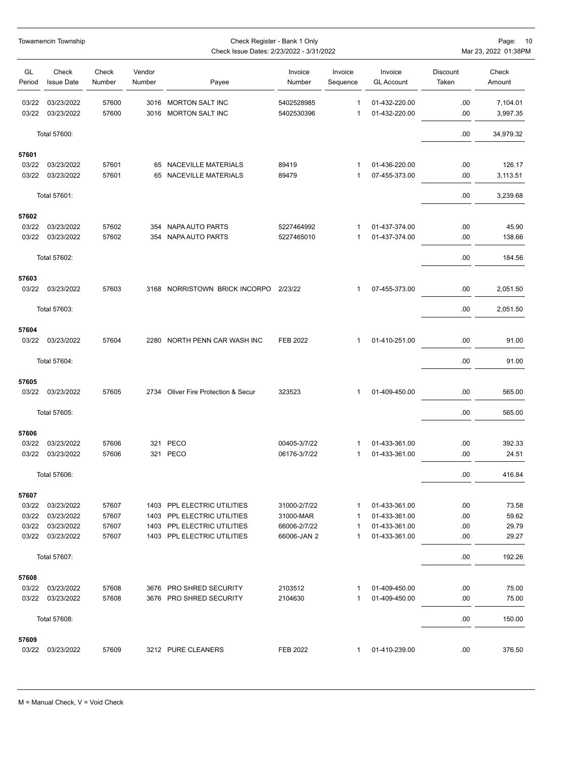| GL Period | Check Issue Date | Check Number | Vendor Number | Payee | Invoice Number | Invoice Sequence | Invoice GL Account | Discount Taken | Check Amount |
|---|---|---|---|---|---|---|---|---|---|
| 03/22 | 03/23/2022 | 57600 | 3016 | MORTON SALT INC | 5402528985 | 1 | 01-432-220.00 | .00 | 7,104.01 |
| 03/22 | 03/23/2022 | 57600 | 3016 | MORTON SALT INC | 5402530396 | 1 | 01-432-220.00 | .00 | 3,997.35 |
| | Total 57600: | | | | | | | .00 | 34,979.32 |
| **57601** | | | | | | | | | |
| 03/22 | 03/23/2022 | 57601 | 65 | NACEVILLE MATERIALS | 89419 | 1 | 01-436-220.00 | .00 | 126.17 |
| 03/22 | 03/23/2022 | 57601 | 65 | NACEVILLE MATERIALS | 89479 | 1 | 07-455-373.00 | .00 | 3,113.51 |
| | Total 57601: | | | | | | | .00 | 3,239.68 |
| **57602** | | | | | | | | | |
| 03/22 | 03/23/2022 | 57602 | 354 | NAPA AUTO PARTS | 5227464992 | 1 | 01-437-374.00 | .00 | 45.90 |
| 03/22 | 03/23/2022 | 57602 | 354 | NAPA AUTO PARTS | 5227465010 | 1 | 01-437-374.00 | .00 | 138.66 |
| | Total 57602: | | | | | | | .00 | 184.56 |
| **57603** | | | | | | | | | |
| 03/22 | 03/23/2022 | 57603 | 3168 | NORRISTOWN BRICK INCORPO | 2/23/22 | 1 | 07-455-373.00 | .00 | 2,051.50 |
| | Total 57603: | | | | | | | .00 | 2,051.50 |
| **57604** | | | | | | | | | |
| 03/22 | 03/23/2022 | 57604 | 2280 | NORTH PENN CAR WASH INC | FEB 2022 | 1 | 01-410-251.00 | .00 | 91.00 |
| | Total 57604: | | | | | | | .00 | 91.00 |
| **57605** | | | | | | | | | |
| 03/22 | 03/23/2022 | 57605 | 2734 | Oliver Fire Protection & Secur | 323523 | 1 | 01-409-450.00 | .00 | 565.00 |
| | Total 57605: | | | | | | | .00 | 565.00 |
| **57606** | | | | | | | | | |
| 03/22 | 03/23/2022 | 57606 | 321 | PECO | 00405-3/7/22 | 1 | 01-433-361.00 | .00 | 392.33 |
| 03/22 | 03/23/2022 | 57606 | 321 | PECO | 06176-3/7/22 | 1 | 01-433-361.00 | .00 | 24.51 |
| | Total 57606: | | | | | | | .00 | 416.84 |
| **57607** | | | | | | | | | |
| 03/22 | 03/23/2022 | 57607 | 1403 | PPL ELECTRIC UTILITIES | 31000-2/7/22 | 1 | 01-433-361.00 | .00 | 73.58 |
| 03/22 | 03/23/2022 | 57607 | 1403 | PPL ELECTRIC UTILITIES | 31000-MAR | 1 | 01-433-361.00 | .00 | 59.62 |
| 03/22 | 03/23/2022 | 57607 | 1403 | PPL ELECTRIC UTILITIES | 66006-2/7/22 | 1 | 01-433-361.00 | .00 | 29.79 |
| 03/22 | 03/23/2022 | 57607 | 1403 | PPL ELECTRIC UTILITIES | 66006-JAN 2 | 1 | 01-433-361.00 | .00 | 29.27 |
| | Total 57607: | | | | | | | .00 | 192.26 |
| **57608** | | | | | | | | | |
| 03/22 | 03/23/2022 | 57608 | 3676 | PRO SHRED SECURITY | 2103512 | 1 | 01-409-450.00 | .00 | 75.00 |
| 03/22 | 03/23/2022 | 57608 | 3676 | PRO SHRED SECURITY | 2104630 | 1 | 01-409-450.00 | .00 | 75.00 |
| | Total 57608: | | | | | | | .00 | 150.00 |
| **57609** | | | | | | | | | |
| 03/22 | 03/23/2022 | 57609 | 3212 | PURE CLEANERS | FEB 2022 | 1 | 01-410-239.00 | .00 | 376.50 |

M = Manual Check, V = Void Check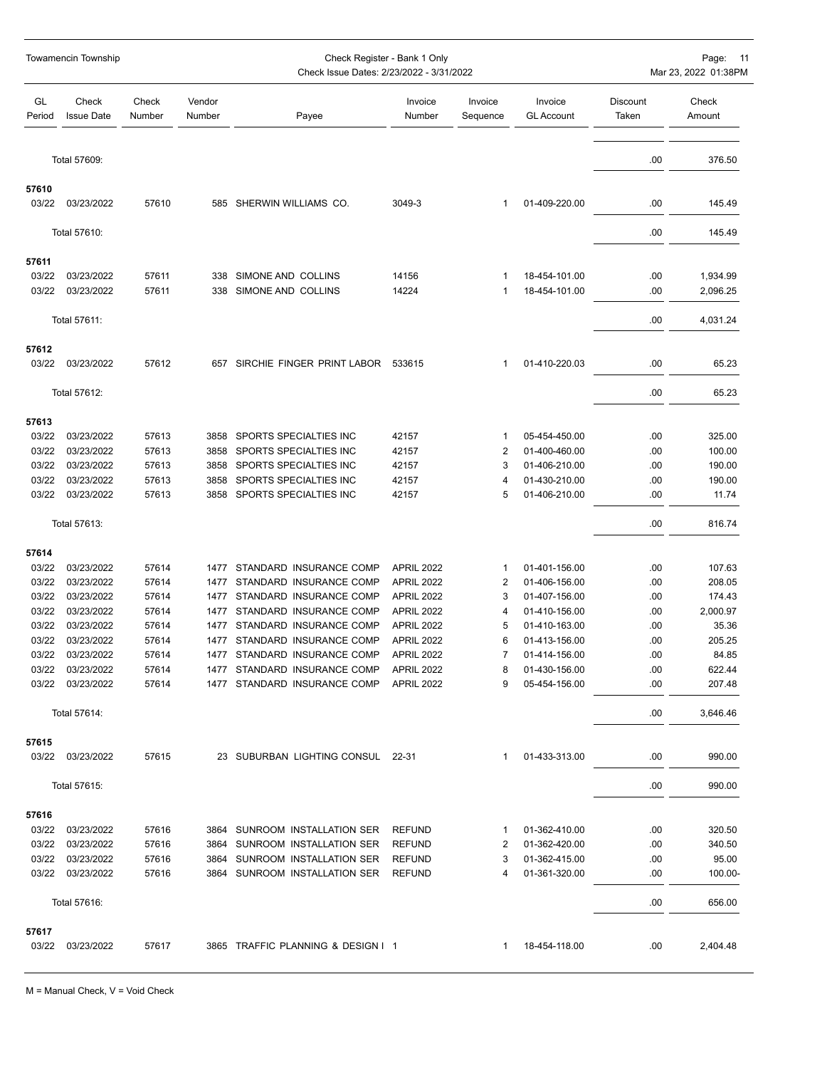Towamencin Township

Check Register - Bank 1 Only

Check Issue Dates: 2/23/2022 - 3/31/2022

| GL Period | Check Issue Date | Check Number | Vendor Number | Payee | Invoice Number | Invoice Sequence | Invoice GL Account | Discount Taken | Check Amount |
|---|---|---|---|---|---|---|---|---|---|
| | Total 57609: | | | | | | | .00 | 376.50 |
| **57610** | | | | | | | | | |
| 03/22 | 03/23/2022 | 57610 | 585 | SHERWIN WILLIAMS CO. | 3049-3 | 1 | 01-409-220.00 | .00 | 145.49 |
| | Total 57610: | | | | | | | .00 | 145.49 |
| **57611** | | | | | | | | | |
| 03/22 | 03/23/2022 | 57611 | 338 | SIMONE AND COLLINS | 14156 | 1 | 18-454-101.00 | .00 | 1,934.99 |
| 03/22 | 03/23/2022 | 57611 | 338 | SIMONE AND COLLINS | 14224 | 1 | 18-454-101.00 | .00 | 2,096.25 |
| | Total 57611: | | | | | | | .00 | 4,031.24 |
| **57612** | | | | | | | | | |
| 03/22 | 03/23/2022 | 57612 | 657 | SIRCHIE FINGER PRINT LABOR | 533615 | 1 | 01-410-220.03 | .00 | 65.23 |
| | Total 57612: | | | | | | | .00 | 65.23 |
| **57613** | | | | | | | | | |
| 03/22 | 03/23/2022 | 57613 | 3858 | SPORTS SPECIALTIES INC | 42157 | 1 | 05-454-450.00 | .00 | 325.00 |
| 03/22 | 03/23/2022 | 57613 | 3858 | SPORTS SPECIALTIES INC | 42157 | 2 | 01-400-460.00 | .00 | 100.00 |
| 03/22 | 03/23/2022 | 57613 | 3858 | SPORTS SPECIALTIES INC | 42157 | 3 | 01-406-210.00 | .00 | 190.00 |
| 03/22 | 03/23/2022 | 57613 | 3858 | SPORTS SPECIALTIES INC | 42157 | 4 | 01-430-210.00 | .00 | 190.00 |
| 03/22 | 03/23/2022 | 57613 | 3858 | SPORTS SPECIALTIES INC | 42157 | 5 | 01-406-210.00 | .00 | 11.74 |
| | Total 57613: | | | | | | | .00 | 816.74 |
| **57614** | | | | | | | | | |
| 03/22 | 03/23/2022 | 57614 | 1477 | STANDARD INSURANCE COMP | APRIL 2022 | 1 | 01-401-156.00 | .00 | 107.63 |
| 03/22 | 03/23/2022 | 57614 | 1477 | STANDARD INSURANCE COMP | APRIL 2022 | 2 | 01-406-156.00 | .00 | 208.05 |
| 03/22 | 03/23/2022 | 57614 | 1477 | STANDARD INSURANCE COMP | APRIL 2022 | 3 | 01-407-156.00 | .00 | 174.43 |
| 03/22 | 03/23/2022 | 57614 | 1477 | STANDARD INSURANCE COMP | APRIL 2022 | 4 | 01-410-156.00 | .00 | 2,000.97 |
| 03/22 | 03/23/2022 | 57614 | 1477 | STANDARD INSURANCE COMP | APRIL 2022 | 5 | 01-410-163.00 | .00 | 35.36 |
| 03/22 | 03/23/2022 | 57614 | 1477 | STANDARD INSURANCE COMP | APRIL 2022 | 6 | 01-413-156.00 | .00 | 205.25 |
| 03/22 | 03/23/2022 | 57614 | 1477 | STANDARD INSURANCE COMP | APRIL 2022 | 7 | 01-414-156.00 | .00 | 84.85 |
| 03/22 | 03/23/2022 | 57614 | 1477 | STANDARD INSURANCE COMP | APRIL 2022 | 8 | 01-430-156.00 | .00 | 622.44 |
| 03/22 | 03/23/2022 | 57614 | 1477 | STANDARD INSURANCE COMP | APRIL 2022 | 9 | 05-454-156.00 | .00 | 207.48 |
| | Total 57614: | | | | | | | .00 | 3,646.46 |
| **57615** | | | | | | | | | |
| 03/22 | 03/23/2022 | 57615 | 23 | SUBURBAN LIGHTING CONSUL | 22-31 | 1 | 01-433-313.00 | .00 | 990.00 |
| | Total 57615: | | | | | | | .00 | 990.00 |
| **57616** | | | | | | | | | |
| 03/22 | 03/23/2022 | 57616 | 3864 | SUNROOM INSTALLATION SER | REFUND | 1 | 01-362-410.00 | .00 | 320.50 |
| 03/22 | 03/23/2022 | 57616 | 3864 | SUNROOM INSTALLATION SER | REFUND | 2 | 01-362-420.00 | .00 | 340.50 |
| 03/22 | 03/23/2022 | 57616 | 3864 | SUNROOM INSTALLATION SER | REFUND | 3 | 01-362-415.00 | .00 | 95.00 |
| 03/22 | 03/23/2022 | 57616 | 3864 | SUNROOM INSTALLATION SER | REFUND | 4 | 01-361-320.00 | .00 | 100.00- |
| | Total 57616: | | | | | | | .00 | 656.00 |
| **57617** | | | | | | | | | |
| 03/22 | 03/23/2022 | 57617 | 3865 | TRAFFIC PLANNING & DESIGN I | 1 | 1 | 18-454-118.00 | .00 | 2,404.48 |

M = Manual Check, V = Void Check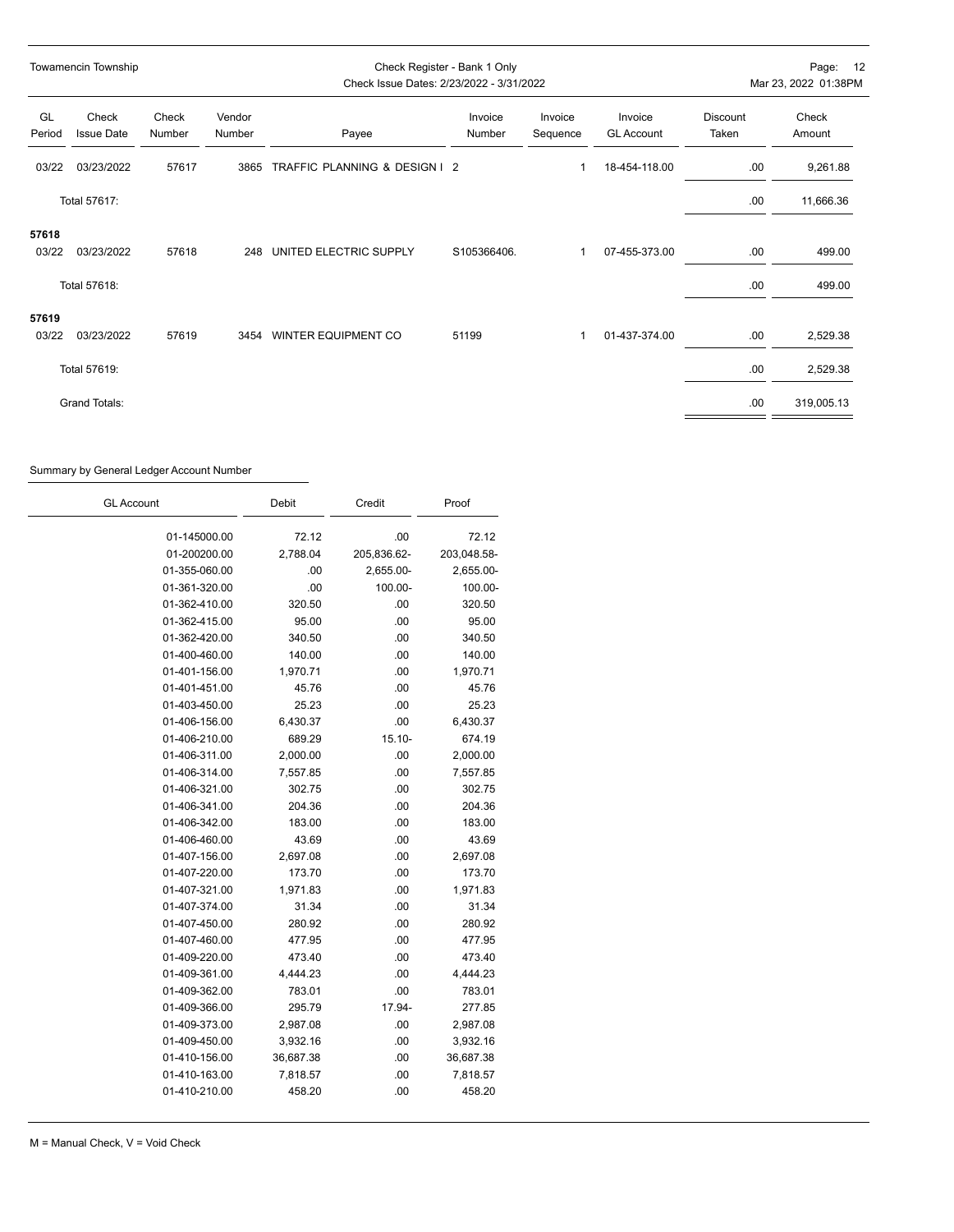Towamencin Township

Check Register - Bank 1 Only
Check Issue Dates: 2/23/2022 - 3/31/2022

| GL Period | Check Issue Date | Check Number | Vendor Number | Payee | Invoice Number | Invoice Sequence | Invoice GL Account | Discount Taken | Check Amount |
|---|---|---|---|---|---|---|---|---|---|
| 03/22 | 03/23/2022 | 57617 | 3865 | TRAFFIC PLANNING & DESIGN I | 2 | 1 | 18-454-118.00 | .00 | 9,261.88 |
| Total 57617: | | | | | | | | .00 | 11,666.36 |
| **57618** | | | | | | | | | |
| 03/22 | 03/23/2022 | 57618 | 248 | UNITED ELECTRIC SUPPLY | S105366406. | 1 | 07-455-373.00 | .00 | 499.00 |
| Total 57618: | | | | | | | | .00 | 499.00 |
| **57619** | | | | | | | | | |
| 03/22 | 03/23/2022 | 57619 | 3454 | WINTER EQUIPMENT CO | 51199 | 1 | 01-437-374.00 | .00 | 2,529.38 |
| Total 57619: | | | | | | | | .00 | 2,529.38 |
| Grand Totals: | | | | | | | | .00 | 319,005.13 |

Summary by General Ledger Account Number

| GL Account | Debit | Credit | Proof |
|---|---|---|---|
| 01-145000.00 | 72.12 | .00 | 72.12 |
| 01-200200.00 | 2,788.04 | 205,836.62- | 203,048.58- |
| 01-355-060.00 | .00 | 2,655.00- | 2,655.00- |
| 01-361-320.00 | .00 | 100.00- | 100.00- |
| 01-362-410.00 | 320.50 | .00 | 320.50 |
| 01-362-415.00 | 95.00 | .00 | 95.00 |
| 01-362-420.00 | 340.50 | .00 | 340.50 |
| 01-400-460.00 | 140.00 | .00 | 140.00 |
| 01-401-156.00 | 1,970.71 | .00 | 1,970.71 |
| 01-401-451.00 | 45.76 | .00 | 45.76 |
| 01-403-450.00 | 25.23 | .00 | 25.23 |
| 01-406-156.00 | 6,430.37 | .00 | 6,430.37 |
| 01-406-210.00 | 689.29 | 15.10- | 674.19 |
| 01-406-311.00 | 2,000.00 | .00 | 2,000.00 |
| 01-406-314.00 | 7,557.85 | .00 | 7,557.85 |
| 01-406-321.00 | 302.75 | .00 | 302.75 |
| 01-406-341.00 | 204.36 | .00 | 204.36 |
| 01-406-342.00 | 183.00 | .00 | 183.00 |
| 01-406-460.00 | 43.69 | .00 | 43.69 |
| 01-407-156.00 | 2,697.08 | .00 | 2,697.08 |
| 01-407-220.00 | 173.70 | .00 | 173.70 |
| 01-407-321.00 | 1,971.83 | .00 | 1,971.83 |
| 01-407-374.00 | 31.34 | .00 | 31.34 |
| 01-407-450.00 | 280.92 | .00 | 280.92 |
| 01-407-460.00 | 477.95 | .00 | 477.95 |
| 01-409-220.00 | 473.40 | .00 | 473.40 |
| 01-409-361.00 | 4,444.23 | .00 | 4,444.23 |
| 01-409-362.00 | 783.01 | .00 | 783.01 |
| 01-409-366.00 | 295.79 | 17.94- | 277.85 |
| 01-409-373.00 | 2,987.08 | .00 | 2,987.08 |
| 01-409-450.00 | 3,932.16 | .00 | 3,932.16 |
| 01-410-156.00 | 36,687.38 | .00 | 36,687.38 |
| 01-410-163.00 | 7,818.57 | .00 | 7,818.57 |
| 01-410-210.00 | 458.20 | .00 | 458.20 |

M = Manual Check, V = Void Check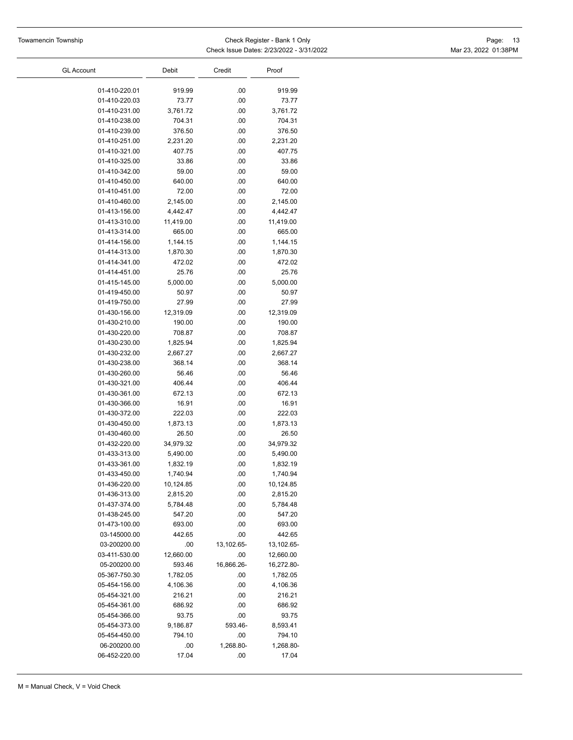| GL Account | Debit | Credit | Proof |
|---|---|---|---|
| 01-410-220.01 | 919.99 | .00 | 919.99 |
| 01-410-220.03 | 73.77 | .00 | 73.77 |
| 01-410-231.00 | 3,761.72 | .00 | 3,761.72 |
| 01-410-238.00 | 704.31 | .00 | 704.31 |
| 01-410-239.00 | 376.50 | .00 | 376.50 |
| 01-410-251.00 | 2,231.20 | .00 | 2,231.20 |
| 01-410-321.00 | 407.75 | .00 | 407.75 |
| 01-410-325.00 | 33.86 | .00 | 33.86 |
| 01-410-342.00 | 59.00 | .00 | 59.00 |
| 01-410-450.00 | 640.00 | .00 | 640.00 |
| 01-410-451.00 | 72.00 | .00 | 72.00 |
| 01-410-460.00 | 2,145.00 | .00 | 2,145.00 |
| 01-413-156.00 | 4,442.47 | .00 | 4,442.47 |
| 01-413-310.00 | 11,419.00 | .00 | 11,419.00 |
| 01-413-314.00 | 665.00 | .00 | 665.00 |
| 01-414-156.00 | 1,144.15 | .00 | 1,144.15 |
| 01-414-313.00 | 1,870.30 | .00 | 1,870.30 |
| 01-414-341.00 | 472.02 | .00 | 472.02 |
| 01-414-451.00 | 25.76 | .00 | 25.76 |
| 01-415-145.00 | 5,000.00 | .00 | 5,000.00 |
| 01-419-450.00 | 50.97 | .00 | 50.97 |
| 01-419-750.00 | 27.99 | .00 | 27.99 |
| 01-430-156.00 | 12,319.09 | .00 | 12,319.09 |
| 01-430-210.00 | 190.00 | .00 | 190.00 |
| 01-430-220.00 | 708.87 | .00 | 708.87 |
| 01-430-230.00 | 1,825.94 | .00 | 1,825.94 |
| 01-430-232.00 | 2,667.27 | .00 | 2,667.27 |
| 01-430-238.00 | 368.14 | .00 | 368.14 |
| 01-430-260.00 | 56.46 | .00 | 56.46 |
| 01-430-321.00 | 406.44 | .00 | 406.44 |
| 01-430-361.00 | 672.13 | .00 | 672.13 |
| 01-430-366.00 | 16.91 | .00 | 16.91 |
| 01-430-372.00 | 222.03 | .00 | 222.03 |
| 01-430-450.00 | 1,873.13 | .00 | 1,873.13 |
| 01-430-460.00 | 26.50 | .00 | 26.50 |
| 01-432-220.00 | 34,979.32 | .00 | 34,979.32 |
| 01-433-313.00 | 5,490.00 | .00 | 5,490.00 |
| 01-433-361.00 | 1,832.19 | .00 | 1,832.19 |
| 01-433-450.00 | 1,740.94 | .00 | 1,740.94 |
| 01-436-220.00 | 10,124.85 | .00 | 10,124.85 |
| 01-436-313.00 | 2,815.20 | .00 | 2,815.20 |
| 01-437-374.00 | 5,784.48 | .00 | 5,784.48 |
| 01-438-245.00 | 547.20 | .00 | 547.20 |
| 01-473-100.00 | 693.00 | .00 | 693.00 |
| 03-145000.00 | 442.65 | .00 | 442.65 |
| 03-200200.00 | .00 | 13,102.65- | 13,102.65- |
| 03-411-530.00 | 12,660.00 | .00 | 12,660.00 |
| 05-200200.00 | 593.46 | 16,866.26- | 16,272.80- |
| 05-367-750.30 | 1,782.05 | .00 | 1,782.05 |
| 05-454-156.00 | 4,106.36 | .00 | 4,106.36 |
| 05-454-321.00 | 216.21 | .00 | 216.21 |
| 05-454-361.00 | 686.92 | .00 | 686.92 |
| 05-454-366.00 | 93.75 | .00 | 93.75 |
| 05-454-373.00 | 9,186.87 | 593.46- | 8,593.41 |
| 05-454-450.00 | 794.10 | .00 | 794.10 |
| 06-200200.00 | .00 | 1,268.80- | 1,268.80- |
| 06-452-220.00 | 17.04 | .00 | 17.04 |

M = Manual Check, V = Void Check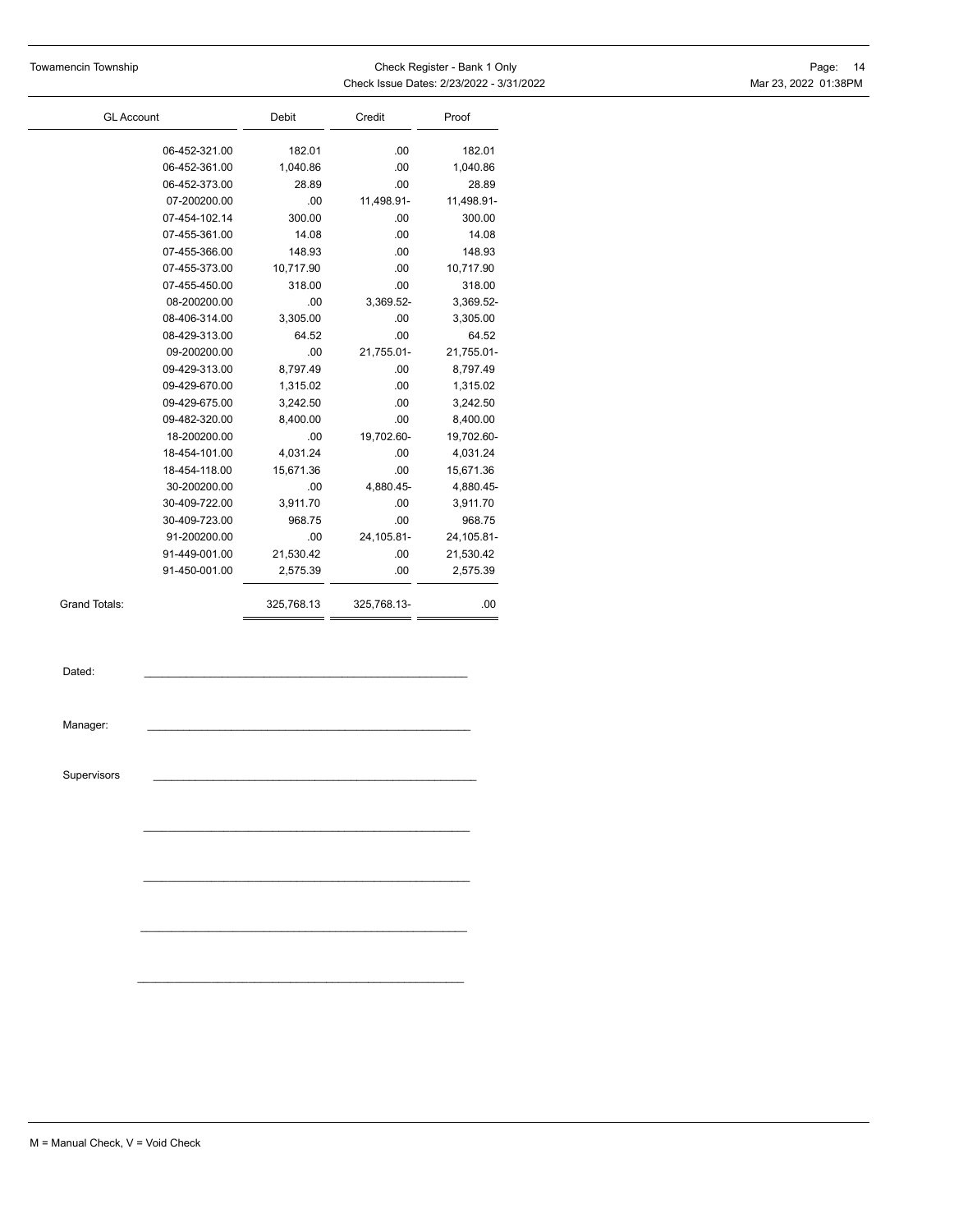| GL Account | Debit | Credit | Proof |
|---|---|---|---|
| 06-452-321.00 | 182.01 | .00 | 182.01 |
| 06-452-361.00 | 1,040.86 | .00 | 1,040.86 |
| 06-452-373.00 | 28.89 | .00 | 28.89 |
| 07-200200.00 | .00 | 11,498.91- | 11,498.91- |
| 07-454-102.14 | 300.00 | .00 | 300.00 |
| 07-455-361.00 | 14.08 | .00 | 14.08 |
| 07-455-366.00 | 148.93 | .00 | 148.93 |
| 07-455-373.00 | 10,717.90 | .00 | 10,717.90 |
| 07-455-450.00 | 318.00 | .00 | 318.00 |
| 08-200200.00 | .00 | 3,369.52- | 3,369.52- |
| 08-406-314.00 | 3,305.00 | .00 | 3,305.00 |
| 08-429-313.00 | 64.52 | .00 | 64.52 |
| 09-200200.00 | .00 | 21,755.01- | 21,755.01- |
| 09-429-313.00 | 8,797.49 | .00 | 8,797.49 |
| 09-429-670.00 | 1,315.02 | .00 | 1,315.02 |
| 09-429-675.00 | 3,242.50 | .00 | 3,242.50 |
| 09-482-320.00 | 8,400.00 | .00 | 8,400.00 |
| 18-200200.00 | .00 | 19,702.60- | 19,702.60- |
| 18-454-101.00 | 4,031.24 | .00 | 4,031.24 |
| 18-454-118.00 | 15,671.36 | .00 | 15,671.36 |
| 30-200200.00 | .00 | 4,880.45- | 4,880.45- |
| 30-409-722.00 | 3,911.70 | .00 | 3,911.70 |
| 30-409-723.00 | 968.75 | .00 | 968.75 |
| 91-200200.00 | .00 | 24,105.81- | 24,105.81- |
| 91-449-001.00 | 21,530.42 | .00 | 21,530.42 |
| 91-450-001.00 | 2,575.39 | .00 | 2,575.39 |
| **Grand Totals:** | 325,768.13 | 325,768.13- | .00 |

Dated: ______________________________

Manager: ______________________________

Supervisors ______________________________

______________________________

______________________________

______________________________

______________________________

M = Manual Check, V = Void Check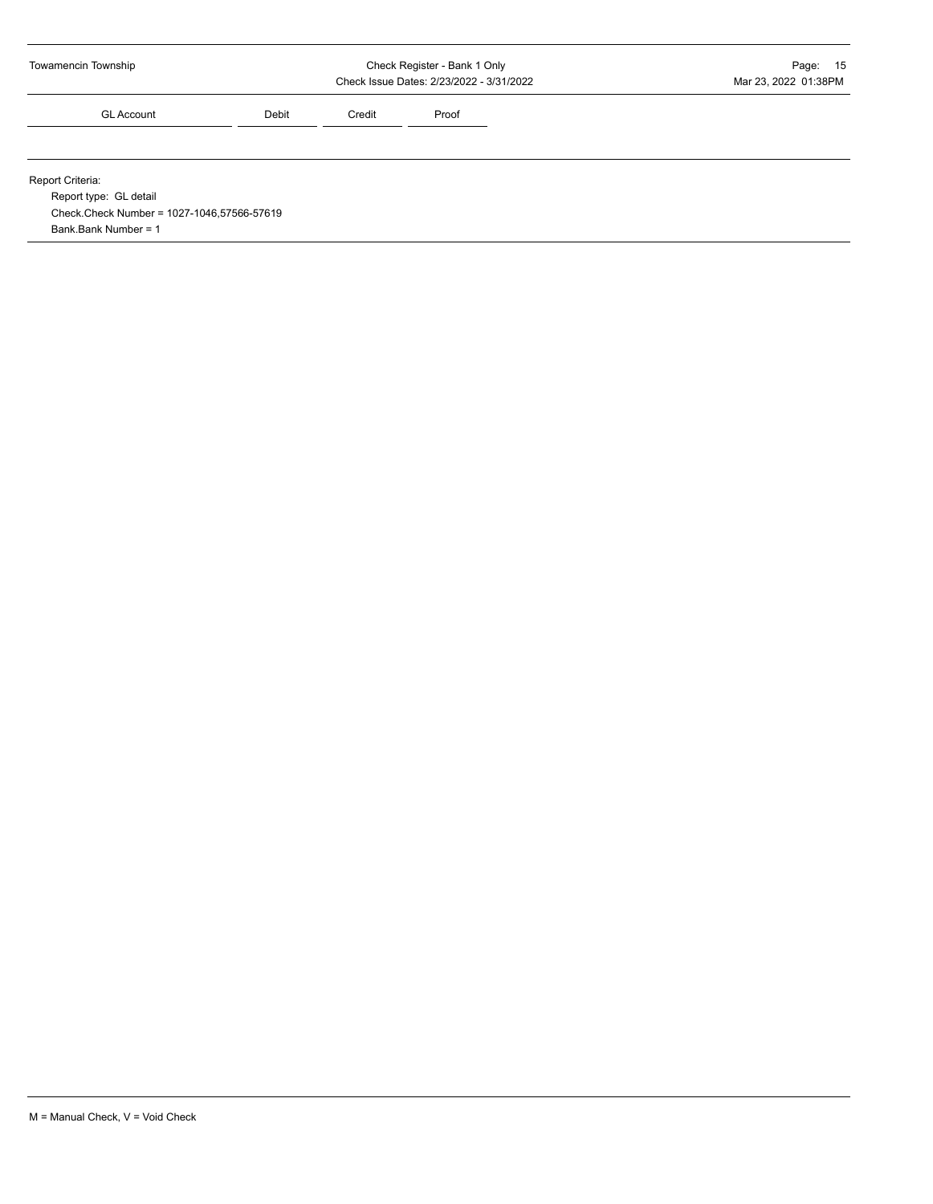| GL Account | Debit | Credit | Proof |
|---|---|---|---|

Report Criteria:

Report type: GL detail

Check.Check Number = 1027-1046,57566-57619

Bank.Bank Number = 1

M = Manual Check, V = Void Check